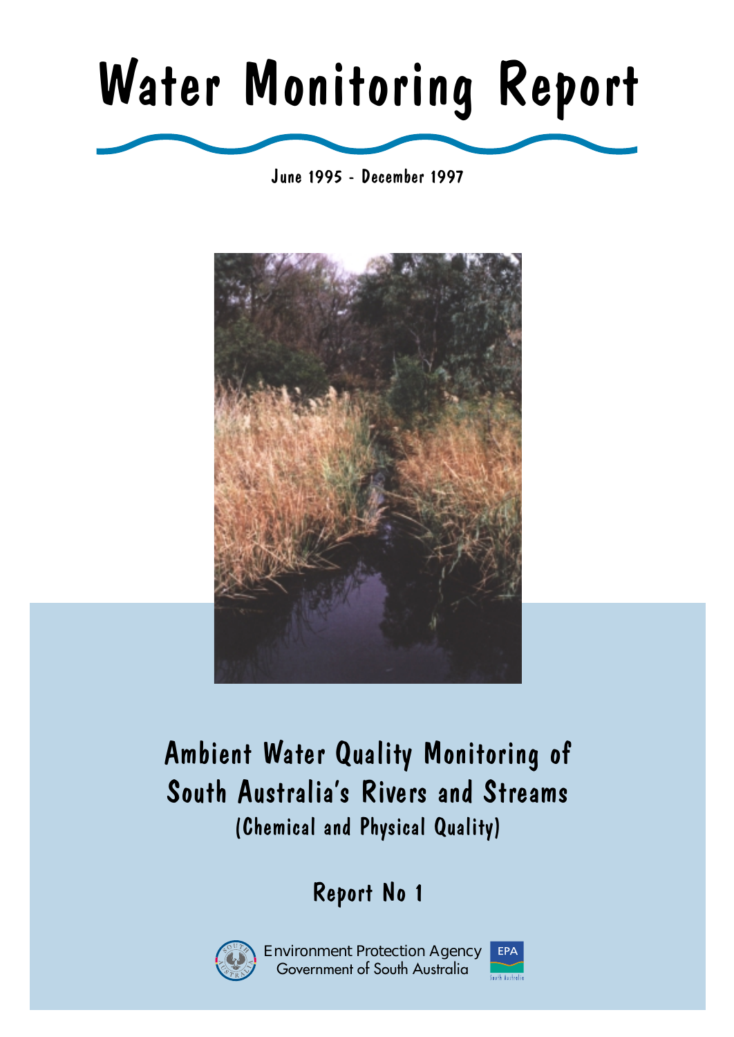# Water Monitoring Report

June 1995 - December 1997

## Ambient Water Quality Monitoring of South Australia's Rivers and Streams

(Chemical and Physical Quality)

### Report No 1

Environment Protection Agency
Government of South Australia

EPA
South Australia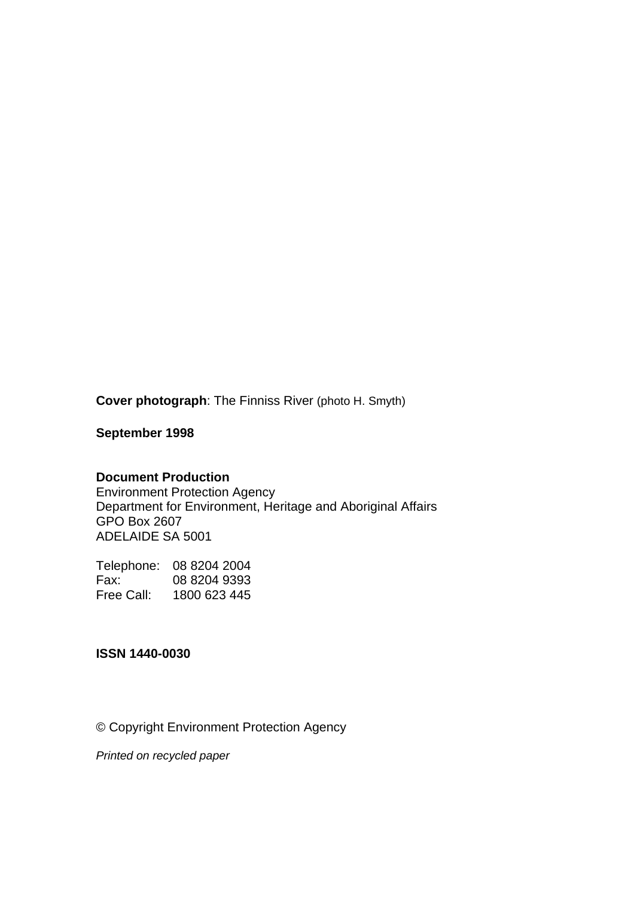**Cover photograph**: The Finniss River (photo H. Smyth)

**September 1998**

**Document Production**
Environment Protection Agency
Department for Environment, Heritage and Aboriginal Affairs
GPO Box 2607
ADELAIDE SA 5001

Telephone: 08 8204 2004
Fax: 08 8204 9393
Free Call: 1800 623 445

**ISSN 1440-0030**

© Copyright Environment Protection Agency

*Printed on recycled paper*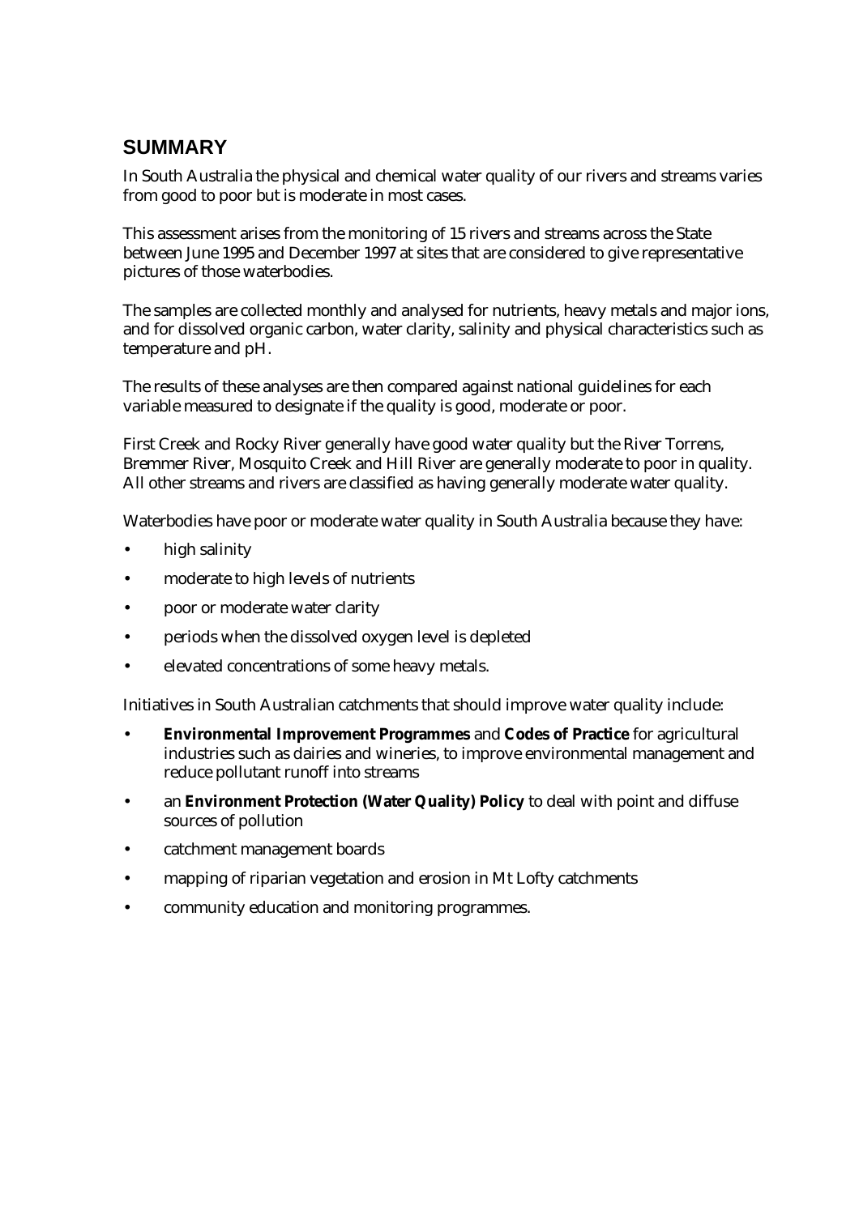## SUMMARY

In South Australia the physical and chemical water quality of our rivers and streams varies from good to poor but is moderate in most cases.

This assessment arises from the monitoring of 15 rivers and streams across the State between June 1995 and December 1997 at sites that are considered to give representative pictures of those waterbodies.

The samples are collected monthly and analysed for nutrients, heavy metals and major ions, and for dissolved organic carbon, water clarity, salinity and physical characteristics such as temperature and pH.

The results of these analyses are then compared against national guidelines for each variable measured to designate if the quality is good, moderate or poor.

First Creek and Rocky River generally have good water quality but the River Torrens, Bremmer River, Mosquito Creek and Hill River are generally moderate to poor in quality. All other streams and rivers are classified as having generally moderate water quality.

Waterbodies have poor or moderate water quality in South Australia because they have:

- high salinity
- moderate to high levels of nutrients
- poor or moderate water clarity
- periods when the dissolved oxygen level is depleted
- elevated concentrations of some heavy metals.

Initiatives in South Australian catchments that should improve water quality include:

- **Environmental Improvement Programmes** and **Codes of Practice** for agricultural industries such as dairies and wineries, to improve environmental management and reduce pollutant runoff into streams
- an **Environment Protection (Water Quality) Policy** to deal with point and diffuse sources of pollution
- catchment management boards
- mapping of riparian vegetation and erosion in Mt Lofty catchments
- community education and monitoring programmes.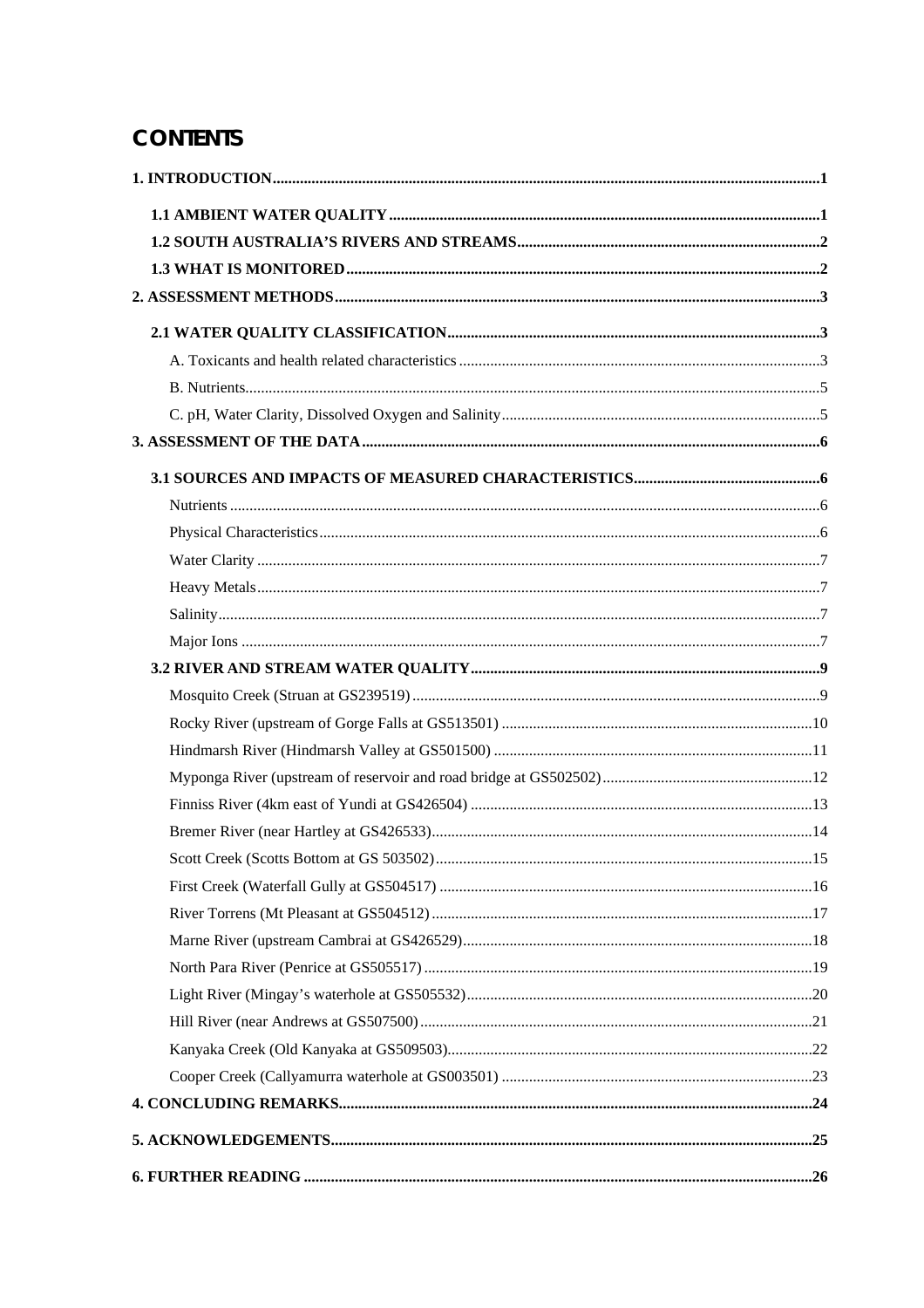# CONTENTS

**1. INTRODUCTION** ..... 1

**1.1 AMBIENT WATER QUALITY** ..... 1

**1.2 SOUTH AUSTRALIA'S RIVERS AND STREAMS** ..... 2

**1.3 WHAT IS MONITORED** ..... 2

**2. ASSESSMENT METHODS** ..... 3

**2.1 WATER QUALITY CLASSIFICATION** ..... 3

A. Toxicants and health related characteristics ..... 3

B. Nutrients ..... 5

C. pH, Water Clarity, Dissolved Oxygen and Salinity ..... 5

**3. ASSESSMENT OF THE DATA** ..... 6

**3.1 SOURCES AND IMPACTS OF MEASURED CHARACTERISTICS** ..... 6

Nutrients ..... 6

Physical Characteristics ..... 6

Water Clarity ..... 7

Heavy Metals ..... 7

Salinity ..... 7

Major Ions ..... 7

**3.2 RIVER AND STREAM WATER QUALITY** ..... 9

Mosquito Creek (Struan at GS239519) ..... 9

Rocky River (upstream of Gorge Falls at GS513501) ..... 10

Hindmarsh River (Hindmarsh Valley at GS501500) ..... 11

Myponga River (upstream of reservoir and road bridge at GS502502) ..... 12

Finniss River (4km east of Yundi at GS426504) ..... 13

Bremer River (near Hartley at GS426533) ..... 14

Scott Creek (Scotts Bottom at GS 503502) ..... 15

First Creek (Waterfall Gully at GS504517) ..... 16

River Torrens (Mt Pleasant at GS504512) ..... 17

Marne River (upstream Cambrai at GS426529) ..... 18

North Para River (Penrice at GS505517) ..... 19

Light River (Mingay's waterhole at GS505532) ..... 20

Hill River (near Andrews at GS507500) ..... 21

Kanyaka Creek (Old Kanyaka at GS509503) ..... 22

Cooper Creek (Callyamurra waterhole at GS003501) ..... 23

**4. CONCLUDING REMARKS** ..... 24

**5. ACKNOWLEDGEMENTS** ..... 25

**6. FURTHER READING** ..... 26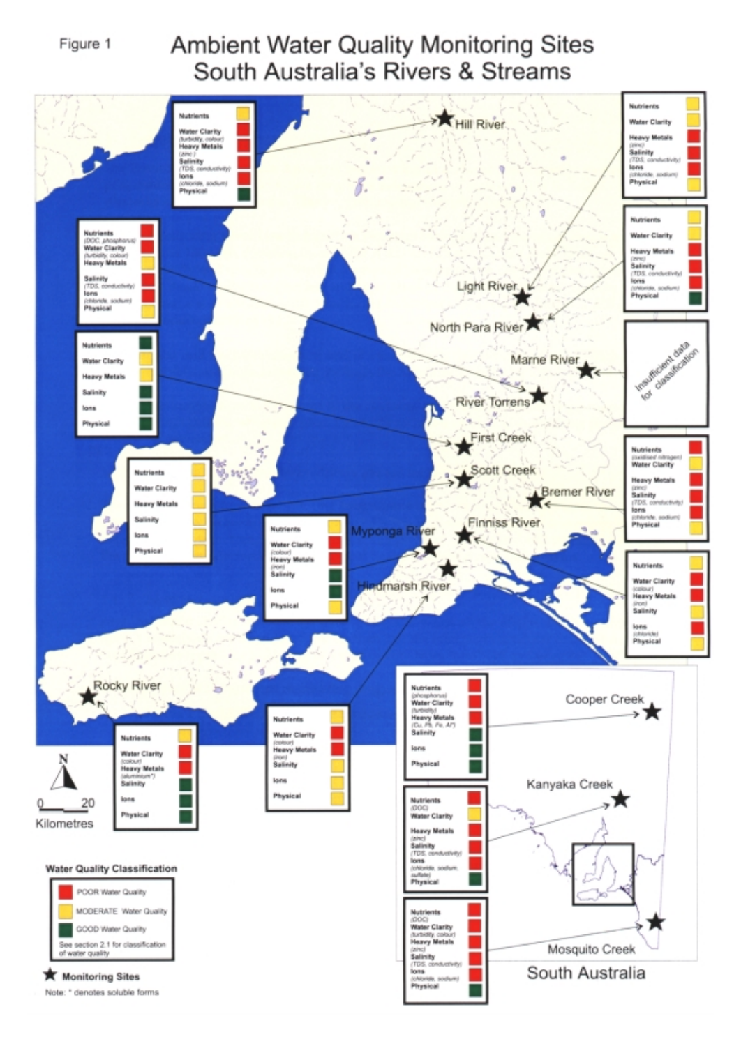Figure 1

# Ambient Water Quality Monitoring Sites South Australia's Rivers & Streams

| Monitoring Site | Nutrients | Water Clarity | Heavy Metals | Salinity | Ions | Physical |
|---|---|---|---|---|---|---|
| Hill River | MODERATE | POOR (turbidity, colour) | POOR (zinc) | POOR (TDS, conductivity) | POOR (chloride, sodium) | GOOD |
| Light River | MODERATE | MODERATE | POOR (zinc) | POOR (TDS, conductivity) | POOR (chloride, sodium) | MODERATE |
| North Para River | MODERATE | MODERATE | POOR (zinc) | POOR (TDS, conductivity) | POOR (chloride, sodium) | GOOD |
| Marne River | Insufficient data for classification | | | | | |
| River Torrens | POOR (DOC, phosphorus) | POOR (turbidity, colour) | MODERATE | POOR (TDS, conductivity) | POOR (chloride, sodium) | MODERATE |
| First Creek | GOOD | MODERATE | MODERATE | GOOD | GOOD | GOOD |
| Scott Creek | MODERATE | MODERATE | MODERATE | MODERATE | MODERATE | MODERATE |
| Bremer River | POOR (oxidised nitrogen) | MODERATE | POOR (zinc) | POOR (TDS, conductivity) | POOR (chloride, sodium) | MODERATE |
| Myponga River | MODERATE | POOR (colour) | POOR (iron) | GOOD | GOOD | MODERATE |
| Finniss River | MODERATE | POOR (colour) | POOR (iron) | MODERATE | POOR (chloride) | MODERATE |
| Hindmarsh River | MODERATE | POOR (colour) | POOR (iron) | MODERATE | MODERATE | MODERATE |
| Rocky River | MODERATE | POOR (colour) | POOR (aluminium*) | GOOD | GOOD | GOOD |
| Cooper Creek | POOR (phosphorus) | POOR (turbidity) | POOR (Cu, Pb, Fe, Al*) | GOOD | GOOD | GOOD |
| Kanyaka Creek | POOR (DOC) | MODERATE | POOR (zinc) | POOR (TDS, conductivity) | POOR (chloride, sodium, sulfate) | GOOD |
| Mosquito Creek | POOR (DOC) | POOR (turbidity, colour) | POOR (zinc) | POOR (TDS, conductivity) | POOR (chloride, sodium) | GOOD |

0 20 Kilometres

**Water Quality Classification**

- POOR Water Quality
- MODERATE Water Quality
- GOOD Water Quality

See section 2.1 for classification of water quality

★ Monitoring Sites

Note: * denotes soluble forms

South Australia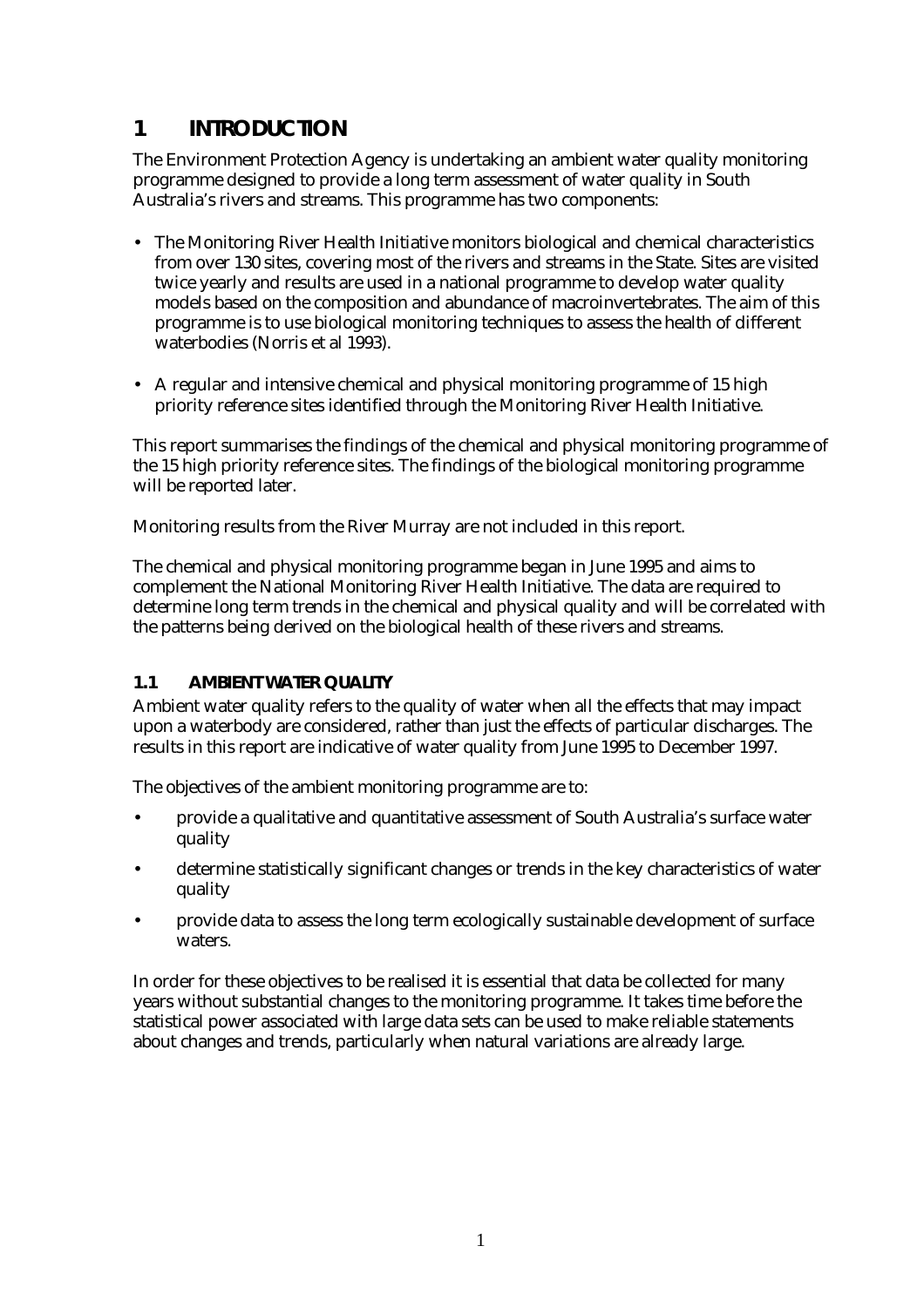# 1 INTRODUCTION

The Environment Protection Agency is undertaking an ambient water quality monitoring programme designed to provide a long term assessment of water quality in South Australia's rivers and streams. This programme has two components:

- The Monitoring River Health Initiative monitors biological and chemical characteristics from over 130 sites, covering most of the rivers and streams in the State. Sites are visited twice yearly and results are used in a national programme to develop water quality models based on the composition and abundance of macroinvertebrates. The aim of this programme is to use biological monitoring techniques to assess the health of different waterbodies (Norris et al 1993).
- A regular and intensive chemical and physical monitoring programme of 15 high priority reference sites identified through the Monitoring River Health Initiative.

This report summarises the findings of the chemical and physical monitoring programme of the 15 high priority reference sites. The findings of the biological monitoring programme will be reported later.

Monitoring results from the River Murray are not included in this report.

The chemical and physical monitoring programme began in June 1995 and aims to complement the National Monitoring River Health Initiative. The data are required to determine long term trends in the chemical and physical quality and will be correlated with the patterns being derived on the biological health of these rivers and streams.

## 1.1 AMBIENT WATER QUALITY

Ambient water quality refers to the quality of water when all the effects that may impact upon a waterbody are considered, rather than just the effects of particular discharges. The results in this report are indicative of water quality from June 1995 to December 1997.

The objectives of the ambient monitoring programme are to:

- provide a qualitative and quantitative assessment of South Australia's surface water quality
- determine statistically significant changes or trends in the key characteristics of water quality
- provide data to assess the long term ecologically sustainable development of surface waters.

In order for these objectives to be realised it is essential that data be collected for many years without substantial changes to the monitoring programme. It takes time before the statistical power associated with large data sets can be used to make reliable statements about changes and trends, particularly when natural variations are already large.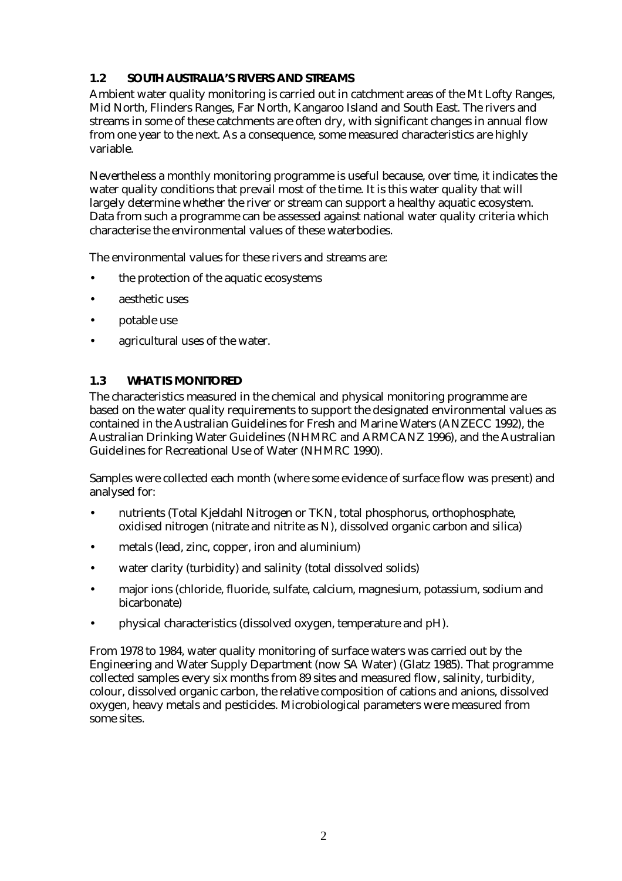## 1.2 SOUTH AUSTRALIA'S RIVERS AND STREAMS

Ambient water quality monitoring is carried out in catchment areas of the Mt Lofty Ranges, Mid North, Flinders Ranges, Far North, Kangaroo Island and South East. The rivers and streams in some of these catchments are often dry, with significant changes in annual flow from one year to the next. As a consequence, some measured characteristics are highly variable.

Nevertheless a monthly monitoring programme is useful because, over time, it indicates the water quality conditions that prevail most of the time. It is this water quality that will largely determine whether the river or stream can support a healthy aquatic ecosystem. Data from such a programme can be assessed against national water quality criteria which characterise the environmental values of these waterbodies.

The environmental values for these rivers and streams are:

- the protection of the aquatic ecosystems
- aesthetic uses
- potable use
- agricultural uses of the water.

## 1.3 WHAT IS MONITORED

The characteristics measured in the chemical and physical monitoring programme are based on the water quality requirements to support the designated environmental values as contained in the Australian Guidelines for Fresh and Marine Waters (ANZECC 1992), the Australian Drinking Water Guidelines (NHMRC and ARMCANZ 1996), and the Australian Guidelines for Recreational Use of Water (NHMRC 1990).

Samples were collected each month (where some evidence of surface flow was present) and analysed for:

- nutrients (Total Kjeldahl Nitrogen or TKN, total phosphorus, orthophosphate, oxidised nitrogen (nitrate and nitrite as N), dissolved organic carbon and silica)
- metals (lead, zinc, copper, iron and aluminium)
- water clarity (turbidity) and salinity (total dissolved solids)
- major ions (chloride, fluoride, sulfate, calcium, magnesium, potassium, sodium and bicarbonate)
- physical characteristics (dissolved oxygen, temperature and pH).

From 1978 to 1984, water quality monitoring of surface waters was carried out by the Engineering and Water Supply Department (now SA Water) (Glatz 1985). That programme collected samples every six months from 89 sites and measured flow, salinity, turbidity, colour, dissolved organic carbon, the relative composition of cations and anions, dissolved oxygen, heavy metals and pesticides. Microbiological parameters were measured from some sites.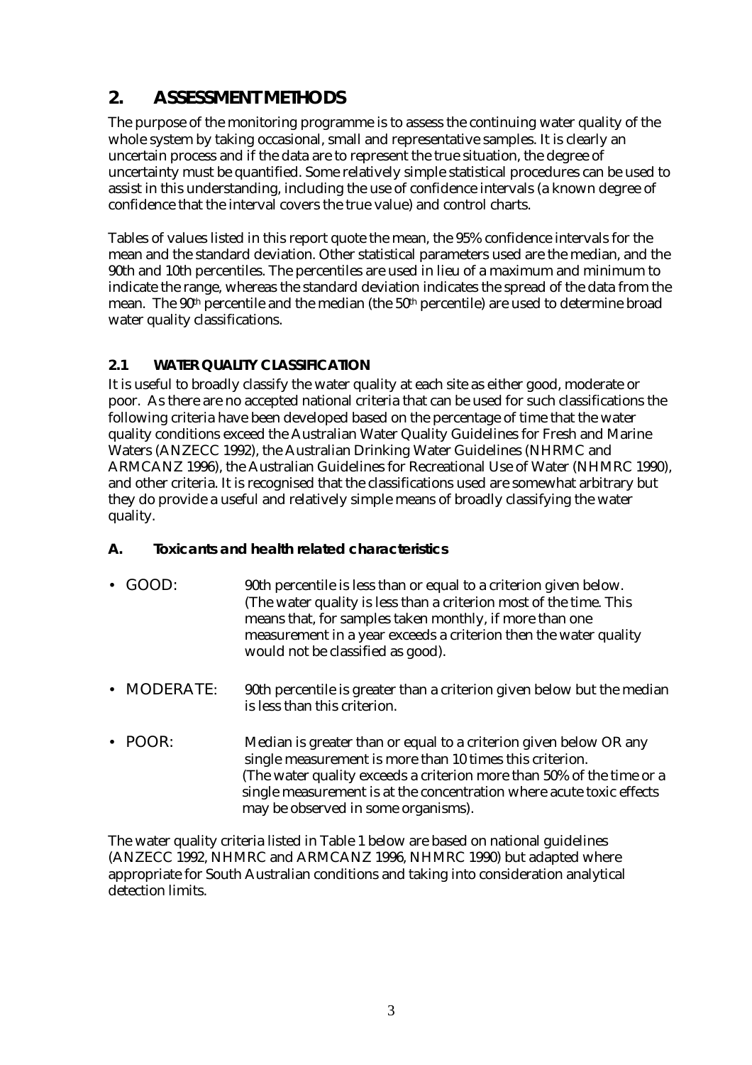# 2. ASSESSMENT METHODS

The purpose of the monitoring programme is to assess the continuing water quality of the whole system by taking occasional, small and representative samples. It is clearly an uncertain process and if the data are to represent the true situation, the degree of uncertainty must be quantified. Some relatively simple statistical procedures can be used to assist in this understanding, including the use of confidence intervals (a known degree of confidence that the interval covers the true value) and control charts.

Tables of values listed in this report quote the mean, the 95% confidence intervals for the mean and the standard deviation. Other statistical parameters used are the median, and the 90th and 10th percentiles. The percentiles are used in lieu of a maximum and minimum to indicate the range, whereas the standard deviation indicates the spread of the data from the mean. The $90^{th}$ percentile and the median (the $50^{th}$ percentile) are used to determine broad water quality classifications.

## 2.1 WATER QUALITY CLASSIFICATION

It is useful to broadly classify the water quality at each site as either good, moderate or poor. As there are no accepted national criteria that can be used for such classifications the following criteria have been developed based on the percentage of time that the water quality conditions exceed the Australian Water Quality Guidelines for Fresh and Marine Waters (ANZECC 1992), the Australian Drinking Water Guidelines (NHRMC and ARMCANZ 1996), the Australian Guidelines for Recreational Use of Water (NHMRC 1990), and other criteria. It is recognised that the classifications used are somewhat arbitrary but they do provide a useful and relatively simple means of broadly classifying the water quality.

### A. Toxicants and health related characteristics

- GOOD: 90th percentile is less than or equal to a criterion given below. (The water quality is less than a criterion most of the time. This means that, for samples taken monthly, if more than one measurement in a year exceeds a criterion then the water quality would not be classified as good).

- MODERATE: 90th percentile is greater than a criterion given below but the median is less than this criterion.

- POOR: Median is greater than or equal to a criterion given below OR any single measurement is more than 10 times this criterion. (The water quality exceeds a criterion more than 50% of the time or a single measurement is at the concentration where acute toxic effects may be observed in some organisms).

The water quality criteria listed in Table 1 below are based on national guidelines (ANZECC 1992, NHMRC and ARMCANZ 1996, NHMRC 1990) but adapted where appropriate for South Australian conditions and taking into consideration analytical detection limits.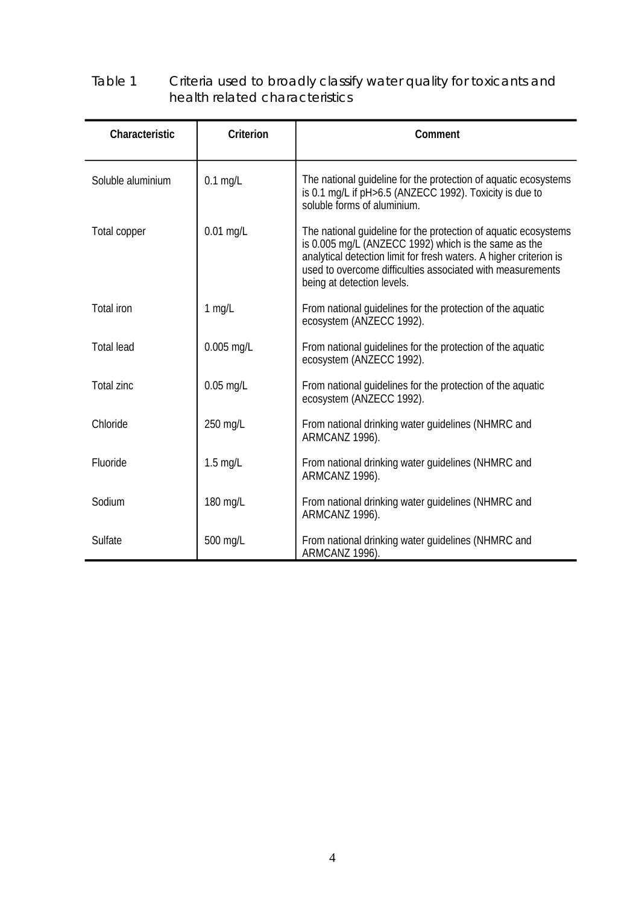Table 1 Criteria used to broadly classify water quality for toxicants and health related characteristics

| Characteristic | Criterion | Comment |
|---|---|---|
| Soluble aluminium | 0.1 mg/L | The national guideline for the protection of aquatic ecosystems is 0.1 mg/L if pH>6.5 (ANZECC 1992). Toxicity is due to soluble forms of aluminium. |
| Total copper | 0.01 mg/L | The national guideline for the protection of aquatic ecosystems is 0.005 mg/L (ANZECC 1992) which is the same as the analytical detection limit for fresh waters. A higher criterion is used to overcome difficulties associated with measurements being at detection levels. |
| Total iron | 1 mg/L | From national guidelines for the protection of the aquatic ecosystem (ANZECC 1992). |
| Total lead | 0.005 mg/L | From national guidelines for the protection of the aquatic ecosystem (ANZECC 1992). |
| Total zinc | 0.05 mg/L | From national guidelines for the protection of the aquatic ecosystem (ANZECC 1992). |
| Chloride | 250 mg/L | From national drinking water guidelines (NHMRC and ARMCANZ 1996). |
| Fluoride | 1.5 mg/L | From national drinking water guidelines (NHMRC and ARMCANZ 1996). |
| Sodium | 180 mg/L | From national drinking water guidelines (NHMRC and ARMCANZ 1996). |
| Sulfate | 500 mg/L | From national drinking water guidelines (NHMRC and ARMCANZ 1996). |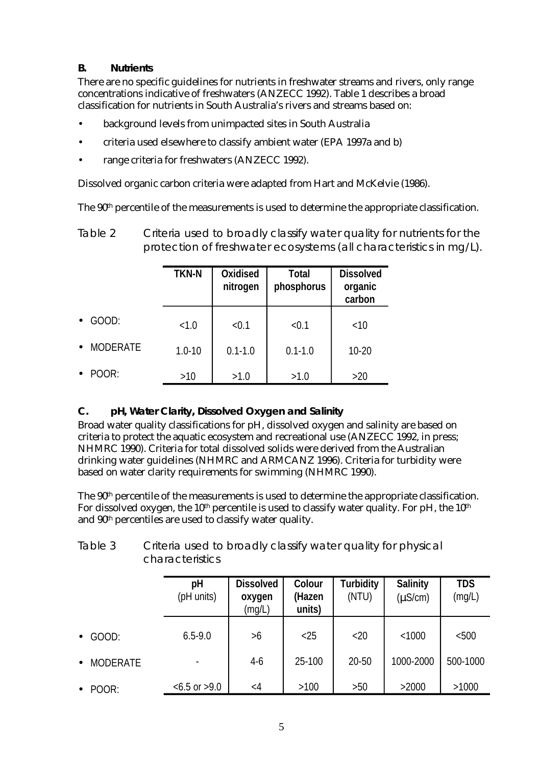**B. Nutrients**

There are no specific guidelines for nutrients in freshwater streams and rivers, only range concentrations indicative of freshwaters (ANZECC 1992). Table 1 describes a broad classification for nutrients in South Australia's rivers and streams based on:

- background levels from unimpacted sites in South Australia
- criteria used elsewhere to classify ambient water (EPA 1997a and b)
- range criteria for freshwaters (ANZECC 1992).

Dissolved organic carbon criteria were adapted from Hart and McKelvie (1986).

The 90th percentile of the measurements is used to determine the appropriate classification.

Table 2 Criteria used to broadly classify water quality for nutrients for the protection of freshwater ecosystems (all characteristics in mg/L).

| | TKN-N | Oxidised nitrogen | Total phosphorus | Dissolved organic carbon |
|---|---|---|---|---|
| • GOOD: | <1.0 | <0.1 | <0.1 | <10 |
| • MODERATE | 1.0-10 | 0.1-1.0 | 0.1-1.0 | 10-20 |
| • POOR: | >10 | >1.0 | >1.0 | >20 |

**C. pH, Water Clarity, Dissolved Oxygen and Salinity**

Broad water quality classifications for pH, dissolved oxygen and salinity are based on criteria to protect the aquatic ecosystem and recreational use (ANZECC 1992, in press; NHMRC 1990). Criteria for total dissolved solids were derived from the Australian drinking water guidelines (NHMRC and ARMCANZ 1996). Criteria for turbidity were based on water clarity requirements for swimming (NHMRC 1990).

The 90th percentile of the measurements is used to determine the appropriate classification. For dissolved oxygen, the 10th percentile is used to classify water quality. For pH, the 10th and 90th percentiles are used to classify water quality.

Table 3 Criteria used to broadly classify water quality for physical characteristics

| | pH (pH units) | Dissolved oxygen (mg/L) | Colour (Hazen units) | Turbidity (NTU) | Salinity (µS/cm) | TDS (mg/L) |
|---|---|---|---|---|---|---|
| • GOOD: | 6.5-9.0 | >6 | <25 | <20 | <1000 | <500 |
| • MODERATE | - | 4-6 | 25-100 | 20-50 | 1000-2000 | 500-1000 |
| • POOR: | <6.5 or >9.0 | <4 | >100 | >50 | >2000 | >1000 |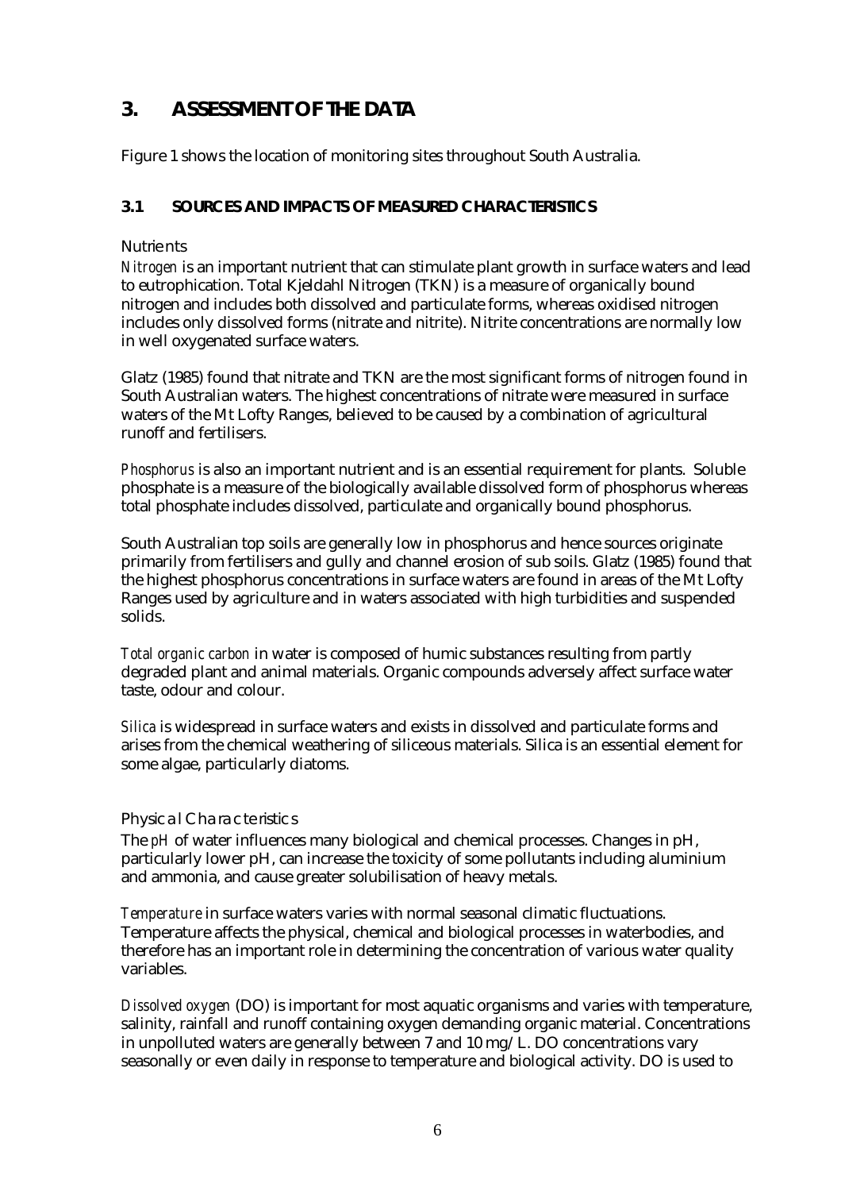# 3. ASSESSMENT OF THE DATA

Figure 1 shows the location of monitoring sites throughout South Australia.

## 3.1 SOURCES AND IMPACTS OF MEASURED CHARACTERISTICS

### Nutrients

*Nitrogen* is an important nutrient that can stimulate plant growth in surface waters and lead to eutrophication. Total Kjeldahl Nitrogen (TKN) is a measure of organically bound nitrogen and includes both dissolved and particulate forms, whereas oxidised nitrogen includes only dissolved forms (nitrate and nitrite). Nitrite concentrations are normally low in well oxygenated surface waters.

Glatz (1985) found that nitrate and TKN are the most significant forms of nitrogen found in South Australian waters. The highest concentrations of nitrate were measured in surface waters of the Mt Lofty Ranges, believed to be caused by a combination of agricultural runoff and fertilisers.

*Phosphorus* is also an important nutrient and is an essential requirement for plants. Soluble phosphate is a measure of the biologically available dissolved form of phosphorus whereas total phosphate includes dissolved, particulate and organically bound phosphorus.

South Australian top soils are generally low in phosphorus and hence sources originate primarily from fertilisers and gully and channel erosion of sub soils. Glatz (1985) found that the highest phosphorus concentrations in surface waters are found in areas of the Mt Lofty Ranges used by agriculture and in waters associated with high turbidities and suspended solids.

*Total organic carbon* in water is composed of humic substances resulting from partly degraded plant and animal materials. Organic compounds adversely affect surface water taste, odour and colour.

*Silica* is widespread in surface waters and exists in dissolved and particulate forms and arises from the chemical weathering of siliceous materials. Silica is an essential element for some algae, particularly diatoms.

### Physical Characteristics

The *pH* of water influences many biological and chemical processes. Changes in pH, particularly lower pH, can increase the toxicity of some pollutants including aluminium and ammonia, and cause greater solubilisation of heavy metals.

*Temperature* in surface waters varies with normal seasonal climatic fluctuations. Temperature affects the physical, chemical and biological processes in waterbodies, and therefore has an important role in determining the concentration of various water quality variables.

*Dissolved oxygen* (DO) is important for most aquatic organisms and varies with temperature, salinity, rainfall and runoff containing oxygen demanding organic material. Concentrations in unpolluted waters are generally between 7 and 10 mg/L. DO concentrations vary seasonally or even daily in response to temperature and biological activity. DO is used to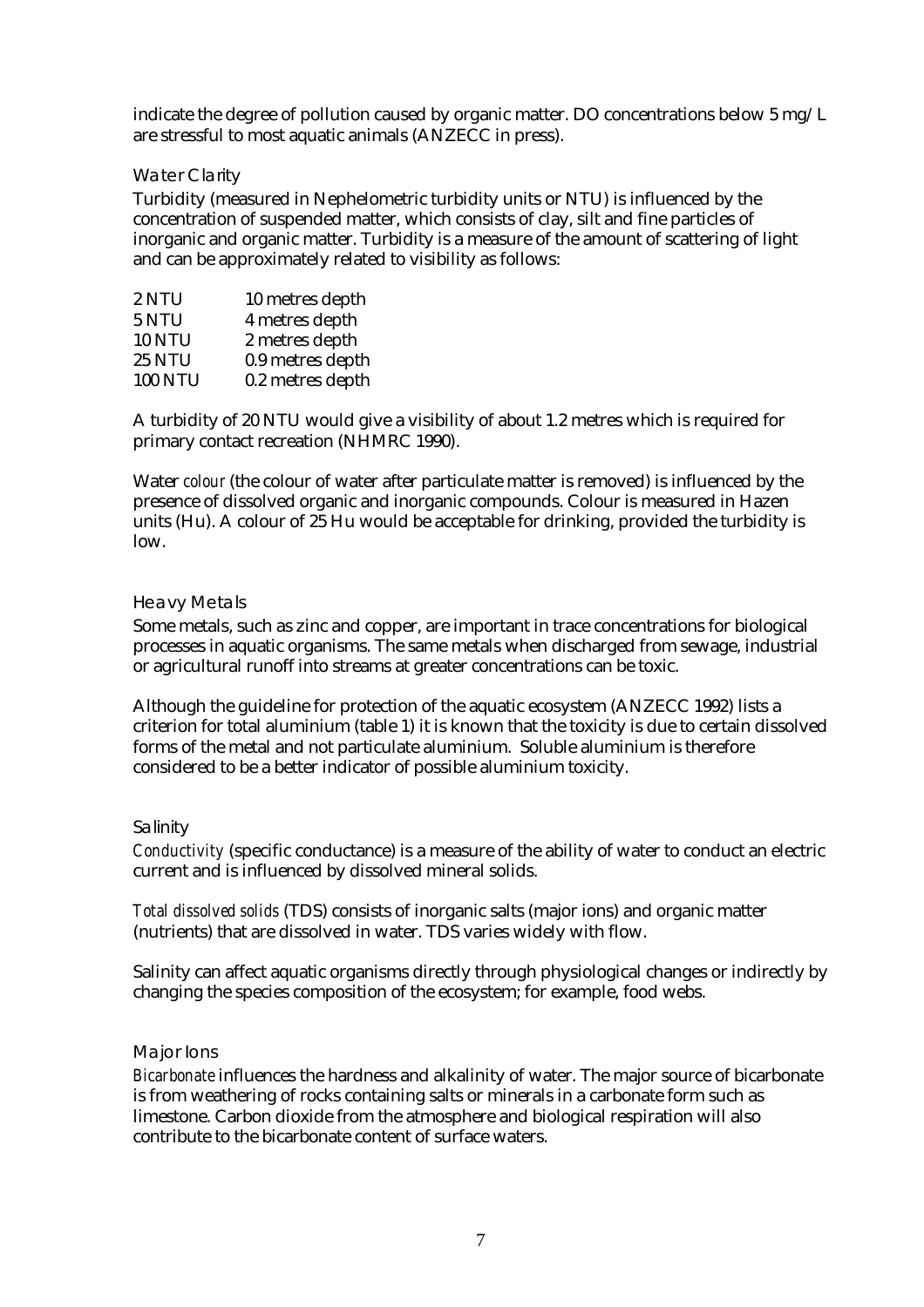indicate the degree of pollution caused by organic matter. DO concentrations below 5 mg/L are stressful to most aquatic animals (ANZECC in press).

### Water Clarity

Turbidity (measured in Nephelometric turbidity units or NTU) is influenced by the concentration of suspended matter, which consists of clay, silt and fine particles of inorganic and organic matter. Turbidity is a measure of the amount of scattering of light and can be approximately related to visibility as follows:

| | |
|---|---|
| 2 NTU | 10 metres depth |
| 5 NTU | 4 metres depth |
| 10 NTU | 2 metres depth |
| 25 NTU | 0.9 metres depth |
| 100 NTU | 0.2 metres depth |

A turbidity of 20 NTU would give a visibility of about 1.2 metres which is required for primary contact recreation (NHMRC 1990).

Water *colour* (the colour of water after particulate matter is removed) is influenced by the presence of dissolved organic and inorganic compounds. Colour is measured in Hazen units (Hu). A colour of 25 Hu would be acceptable for drinking, provided the turbidity is low.

### Heavy Metals

Some metals, such as zinc and copper, are important in trace concentrations for biological processes in aquatic organisms. The same metals when discharged from sewage, industrial or agricultural runoff into streams at greater concentrations can be toxic.

Although the guideline for protection of the aquatic ecosystem (ANZECC 1992) lists a criterion for total aluminium (table 1) it is known that the toxicity is due to certain dissolved forms of the metal and not particulate aluminium. Soluble aluminium is therefore considered to be a better indicator of possible aluminium toxicity.

### Salinity

*Conductivity* (specific conductance) is a measure of the ability of water to conduct an electric current and is influenced by dissolved mineral solids.

*Total dissolved solids* (TDS) consists of inorganic salts (major ions) and organic matter (nutrients) that are dissolved in water. TDS varies widely with flow.

Salinity can affect aquatic organisms directly through physiological changes or indirectly by changing the species composition of the ecosystem; for example, food webs.

### Major Ions

*Bicarbonate* influences the hardness and alkalinity of water. The major source of bicarbonate is from weathering of rocks containing salts or minerals in a carbonate form such as limestone. Carbon dioxide from the atmosphere and biological respiration will also contribute to the bicarbonate content of surface waters.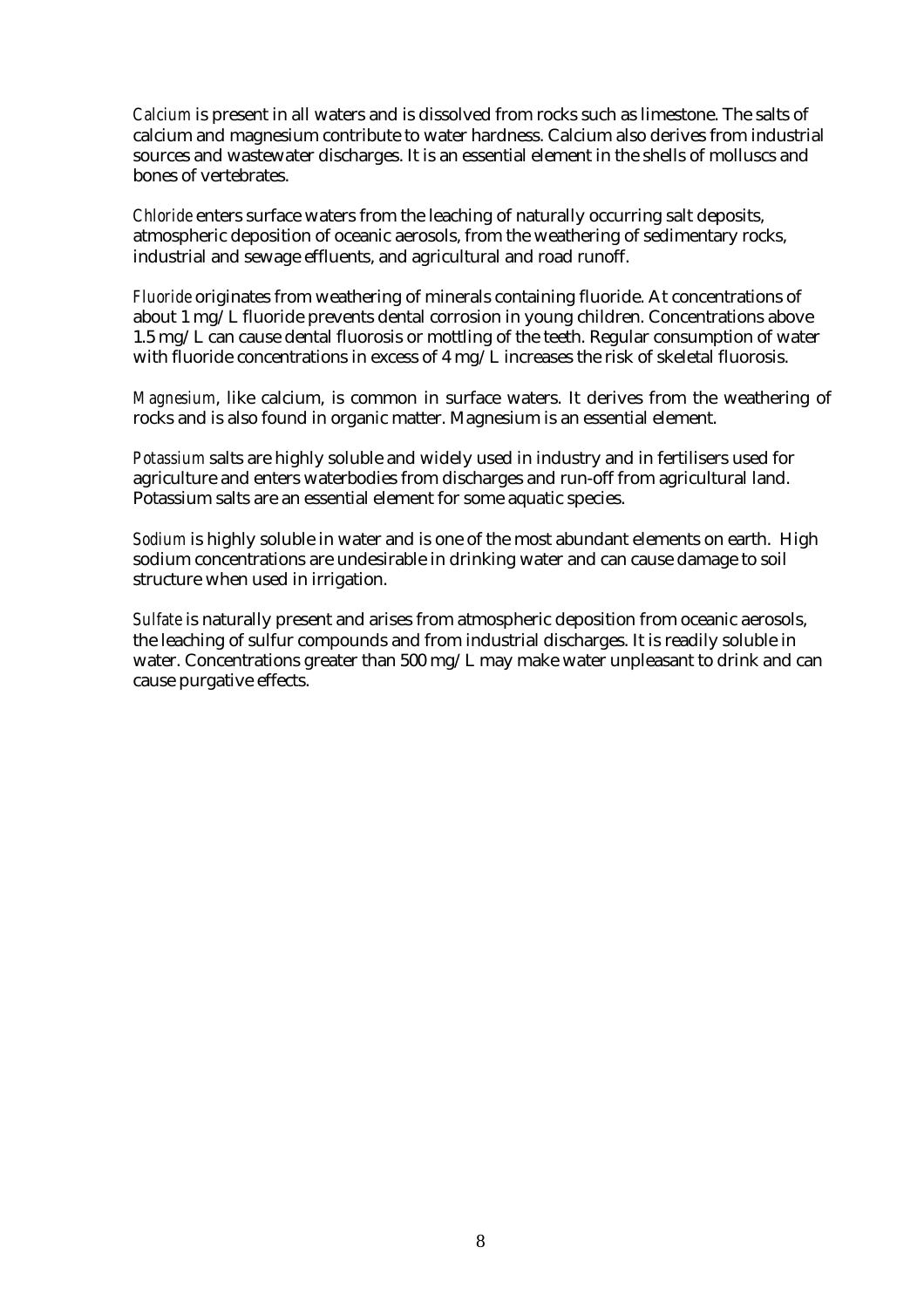*Calcium* is present in all waters and is dissolved from rocks such as limestone. The salts of calcium and magnesium contribute to water hardness. Calcium also derives from industrial sources and wastewater discharges. It is an essential element in the shells of molluscs and bones of vertebrates.

*Chloride* enters surface waters from the leaching of naturally occurring salt deposits, atmospheric deposition of oceanic aerosols, from the weathering of sedimentary rocks, industrial and sewage effluents, and agricultural and road runoff.

*Fluoride* originates from weathering of minerals containing fluoride. At concentrations of about 1 mg/L fluoride prevents dental corrosion in young children. Concentrations above 1.5 mg/L can cause dental fluorosis or mottling of the teeth. Regular consumption of water with fluoride concentrations in excess of 4 mg/L increases the risk of skeletal fluorosis.

*Magnesium*, like calcium, is common in surface waters. It derives from the weathering of rocks and is also found in organic matter. Magnesium is an essential element.

*Potassium* salts are highly soluble and widely used in industry and in fertilisers used for agriculture and enters waterbodies from discharges and run-off from agricultural land. Potassium salts are an essential element for some aquatic species.

*Sodium* is highly soluble in water and is one of the most abundant elements on earth. High sodium concentrations are undesirable in drinking water and can cause damage to soil structure when used in irrigation.

*Sulfate* is naturally present and arises from atmospheric deposition from oceanic aerosols, the leaching of sulfur compounds and from industrial discharges. It is readily soluble in water. Concentrations greater than 500 mg/L may make water unpleasant to drink and can cause purgative effects.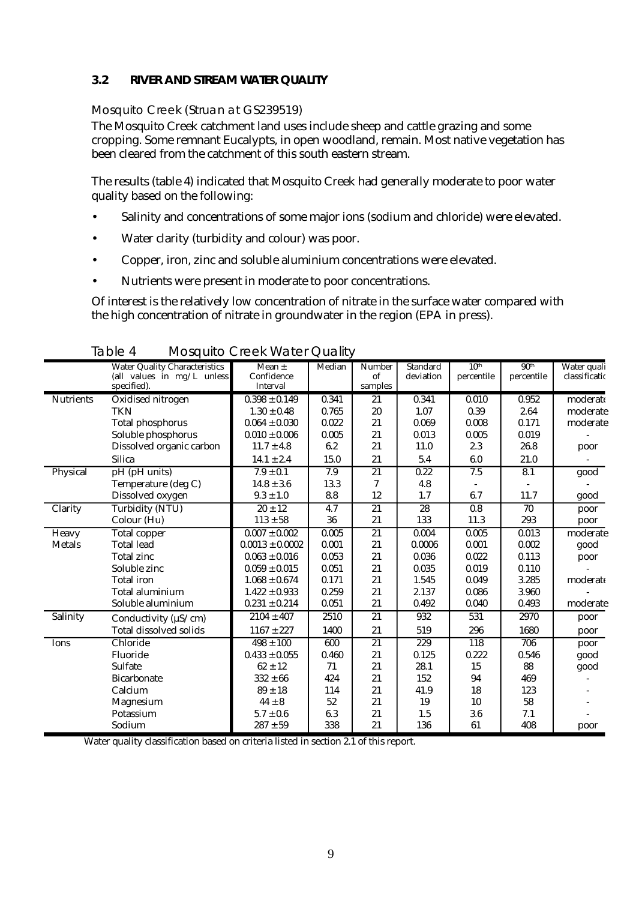### 3.2 RIVER AND STREAM WATER QUALITY

*Mosquito Creek (Struan at GS239519)*

The Mosquito Creek catchment land uses include sheep and cattle grazing and some cropping. Some remnant Eucalypts, in open woodland, remain. Most native vegetation has been cleared from the catchment of this south eastern stream.

The results (table 4) indicated that Mosquito Creek had generally moderate to poor water quality based on the following:

- Salinity and concentrations of some major ions (sodium and chloride) were elevated.
- Water clarity (turbidity and colour) was poor.
- Copper, iron, zinc and soluble aluminium concentrations were elevated.
- Nutrients were present in moderate to poor concentrations.

Of interest is the relatively low concentration of nitrate in the surface water compared with the high concentration of nitrate in groundwater in the region (EPA in press).

Table 4 Mosquito Creek Water Quality

| | Water Quality Characteristics (all values in mg/L unless specified). | Mean ± Confidence Interval | Median | Number of samples | Standard deviation | 10th percentile | 90th percentile | Water quality classification |
|---|---|---|---|---|---|---|---|---|
| Nutrients | Oxidised nitrogen | 0.398 ± 0.149 | 0.341 | 21 | 0.341 | 0.010 | 0.952 | moderate |
| | TKN | 1.30 ± 0.48 | 0.765 | 20 | 1.07 | 0.39 | 2.64 | moderate |
| | Total phosphorus | 0.064 ± 0.030 | 0.022 | 21 | 0.069 | 0.008 | 0.171 | moderate |
| | Soluble phosphorus | 0.010 ± 0.006 | 0.005 | 21 | 0.013 | 0.005 | 0.019 | - |
| | Dissolved organic carbon | 11.7 ± 4.8 | 6.2 | 21 | 11.0 | 2.3 | 26.8 | poor |
| | Silica | 14.1 ± 2.4 | 15.0 | 21 | 5.4 | 6.0 | 21.0 | - |
| Physical | pH (pH units) | 7.9 ± 0.1 | 7.9 | 21 | 0.22 | 7.5 | 8.1 | good |
| | Temperature (deg C) | 14.8 ± 3.6 | 13.3 | 7 | 4.8 | - | - | - |
| | Dissolved oxygen | 9.3 ± 1.0 | 8.8 | 12 | 1.7 | 6.7 | 11.7 | good |
| Clarity | Turbidity (NTU) | 20 ± 12 | 4.7 | 21 | 28 | 0.8 | 70 | poor |
| | Colour (Hu) | 113 ± 58 | 36 | 21 | 133 | 11.3 | 293 | poor |
| Heavy Metals | Total copper | 0.007 ± 0.002 | 0.005 | 21 | 0.004 | 0.005 | 0.013 | moderate |
| | Total lead | 0.0013 ± 0.0002 | 0.001 | 21 | 0.0006 | 0.001 | 0.002 | good |
| | Total zinc | 0.063 ± 0.016 | 0.053 | 21 | 0.036 | 0.022 | 0.113 | poor |
| | Soluble zinc | 0.059 ± 0.015 | 0.051 | 21 | 0.035 | 0.019 | 0.110 | - |
| | Total iron | 1.068 ± 0.674 | 0.171 | 21 | 1.545 | 0.049 | 3.285 | moderate |
| | Total aluminium | 1.422 ± 0.933 | 0.259 | 21 | 2.137 | 0.086 | 3.960 | - |
| | Soluble aluminium | 0.231 ± 0.214 | 0.051 | 21 | 0.492 | 0.040 | 0.493 | moderate |
| Salinity | Conductivity (µS/cm) | 2104 ± 407 | 2510 | 21 | 932 | 531 | 2970 | poor |
| | Total dissolved solids | 1167 ± 227 | 1400 | 21 | 519 | 296 | 1680 | poor |
| Ions | Chloride | 498 ± 100 | 600 | 21 | 229 | 118 | 706 | poor |
| | Fluoride | 0.433 ± 0.055 | 0.460 | 21 | 0.125 | 0.222 | 0.546 | good |
| | Sulfate | 62 ± 12 | 71 | 21 | 28.1 | 15 | 88 | good |
| | Bicarbonate | 332 ± 66 | 424 | 21 | 152 | 94 | 469 | - |
| | Calcium | 89 ± 18 | 114 | 21 | 41.9 | 18 | 123 | - |
| | Magnesium | 44 ± 8 | 52 | 21 | 19 | 10 | 58 | - |
| | Potassium | 5.7 ± 0.6 | 6.3 | 21 | 1.5 | 3.6 | 7.1 | - |
| | Sodium | 287 ± 59 | 338 | 21 | 136 | 61 | 408 | poor |

Water quality classification based on criteria listed in section 2.1 of this report.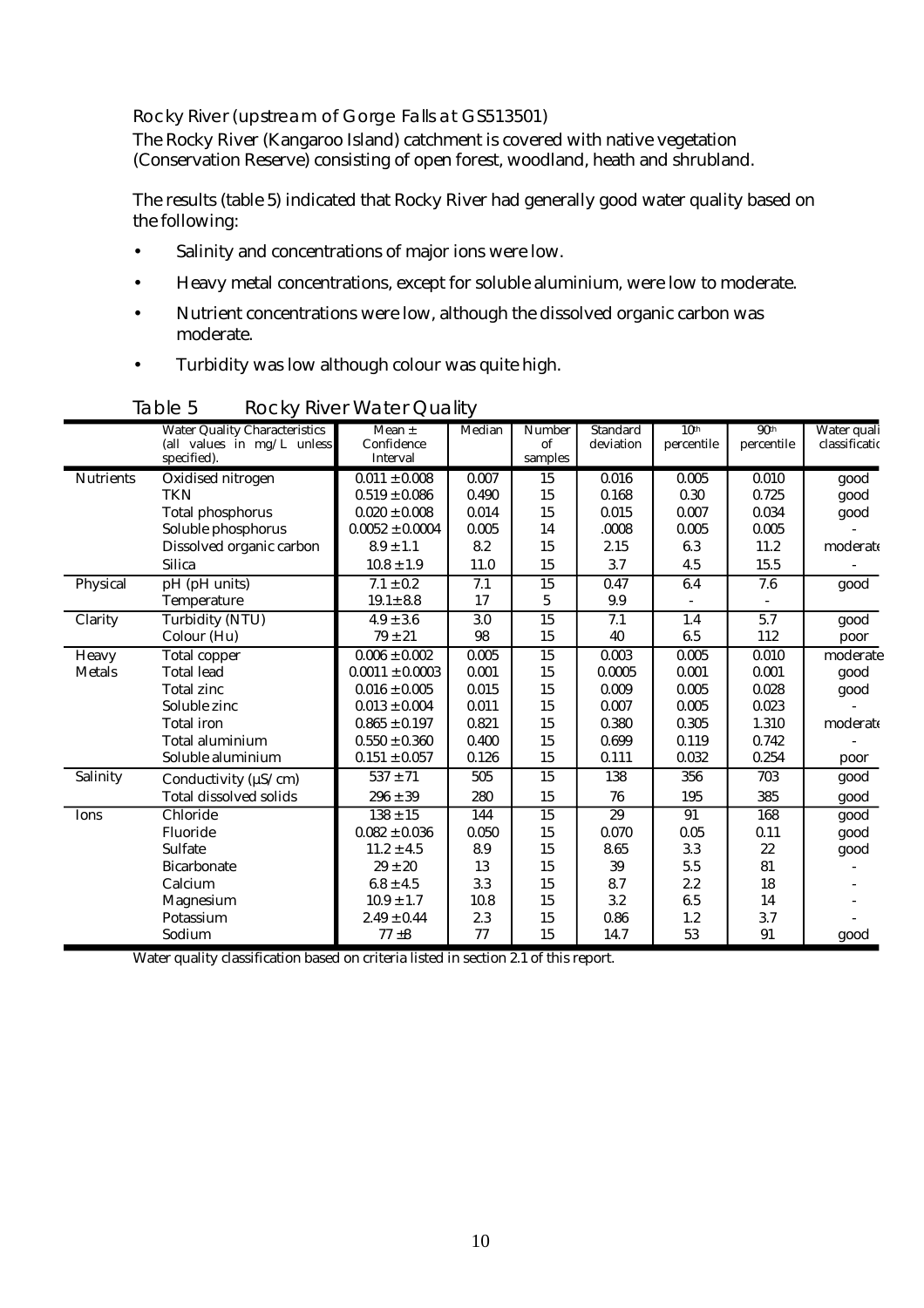### Rocky River (upstream of Gorge Falls at GS513501)

The Rocky River (Kangaroo Island) catchment is covered with native vegetation (Conservation Reserve) consisting of open forest, woodland, heath and shrubland.

The results (table 5) indicated that Rocky River had generally good water quality based on the following:

- Salinity and concentrations of major ions were low.
- Heavy metal concentrations, except for soluble aluminium, were low to moderate.
- Nutrient concentrations were low, although the dissolved organic carbon was moderate.
- Turbidity was low although colour was quite high.

Table 5 Rocky River Water Quality

| | Water Quality Characteristics (all values in mg/L unless specified). | Mean ± Confidence Interval | Median | Number of samples | Standard deviation | 10th percentile | 90th percentile | Water quality classification |
|---|---|---|---|---|---|---|---|---|
| Nutrients | Oxidised nitrogen | 0.011 ± 0.008 | 0.007 | 15 | 0.016 | 0.005 | 0.010 | good |
| | TKN | 0.519 ± 0.086 | 0.490 | 15 | 0.168 | 0.30 | 0.725 | good |
| | Total phosphorus | 0.020 ± 0.008 | 0.014 | 15 | 0.015 | 0.007 | 0.034 | good |
| | Soluble phosphorus | 0.0052 ± 0.0004 | 0.005 | 14 | .0008 | 0.005 | 0.005 | - |
| | Dissolved organic carbon | 8.9 ± 1.1 | 8.2 | 15 | 2.15 | 6.3 | 11.2 | moderate |
| | Silica | 10.8 ± 1.9 | 11.0 | 15 | 3.7 | 4.5 | 15.5 | - |
| Physical | pH (pH units) | 7.1 ± 0.2 | 7.1 | 15 | 0.47 | 6.4 | 7.6 | good |
| | Temperature | 19.1± 8.8 | 17 | 5 | 9.9 | - | - | |
| Clarity | Turbidity (NTU) | 4.9 ± 3.6 | 3.0 | 15 | 7.1 | 1.4 | 5.7 | good |
| | Colour (Hu) | 79 ± 21 | 98 | 15 | 40 | 6.5 | 112 | poor |
| Heavy Metals | Total copper | 0.006 ± 0.002 | 0.005 | 15 | 0.003 | 0.005 | 0.010 | moderate |
| | Total lead | 0.0011 ± 0.0003 | 0.001 | 15 | 0.0005 | 0.001 | 0.001 | good |
| | Total zinc | 0.016 ± 0.005 | 0.015 | 15 | 0.009 | 0.005 | 0.028 | good |
| | Soluble zinc | 0.013 ± 0.004 | 0.011 | 15 | 0.007 | 0.005 | 0.023 | - |
| | Total iron | 0.865 ± 0.197 | 0.821 | 15 | 0.380 | 0.305 | 1.310 | moderate |
| | Total aluminium | 0.550 ± 0.360 | 0.400 | 15 | 0.699 | 0.119 | 0.742 | - |
| | Soluble aluminium | 0.151 ± 0.057 | 0.126 | 15 | 0.111 | 0.032 | 0.254 | poor |
| Salinity | Conductivity (µS/cm) | 537 ± 71 | 505 | 15 | 138 | 356 | 703 | good |
| | Total dissolved solids | 296 ± 39 | 280 | 15 | 76 | 195 | 385 | good |
| Ions | Chloride | 138 ± 15 | 144 | 15 | 29 | 91 | 168 | good |
| | Fluoride | 0.082 ± 0.036 | 0.050 | 15 | 0.070 | 0.05 | 0.11 | good |
| | Sulfate | 11.2 ± 4.5 | 8.9 | 15 | 8.65 | 3.3 | 22 | good |
| | Bicarbonate | 29 ± 20 | 13 | 15 | 39 | 5.5 | 81 | - |
| | Calcium | 6.8 ± 4.5 | 3.3 | 15 | 8.7 | 2.2 | 18 | - |
| | Magnesium | 10.9 ± 1.7 | 10.8 | 15 | 3.2 | 6.5 | 14 | - |
| | Potassium | 2.49 ± 0.44 | 2.3 | 15 | 0.86 | 1.2 | 3.7 | - |
| | Sodium | 77 ±8 | 77 | 15 | 14.7 | 53 | 91 | good |

Water quality classification based on criteria listed in section 2.1 of this report.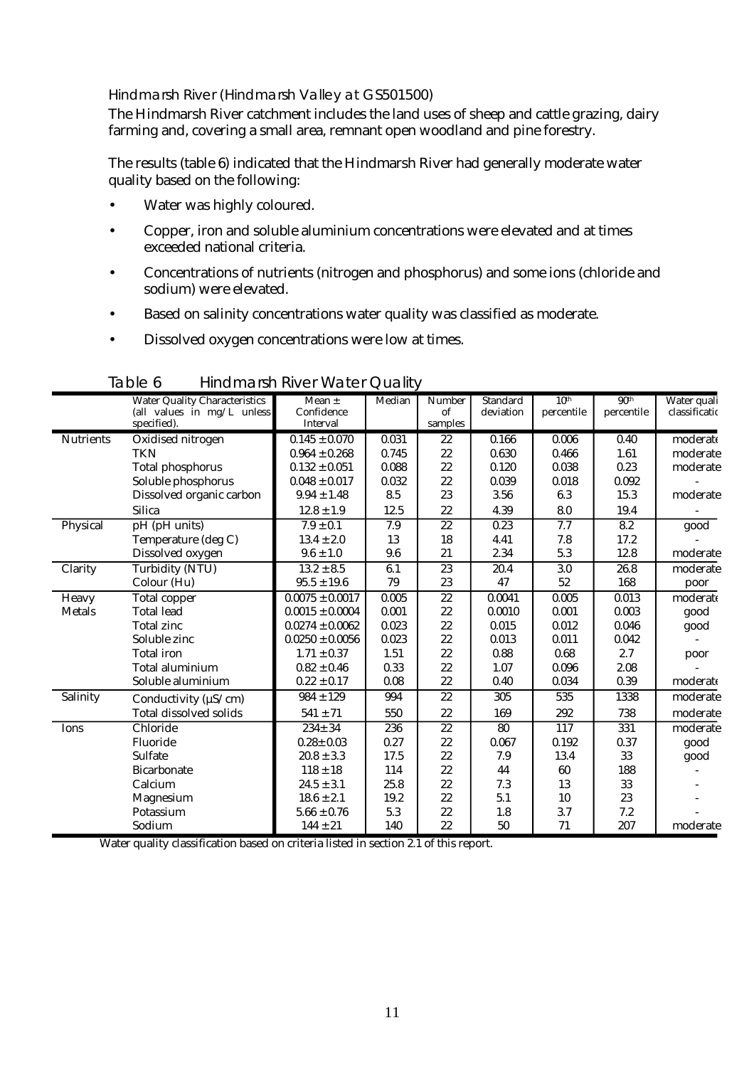### Hindmarsh River (Hindmarsh Valley at GS501500)

The Hindmarsh River catchment includes the land uses of sheep and cattle grazing, dairy farming and, covering a small area, remnant open woodland and pine forestry.

The results (table 6) indicated that the Hindmarsh River had generally moderate water quality based on the following:

- Water was highly coloured.
- Copper, iron and soluble aluminium concentrations were elevated and at times exceeded national criteria.
- Concentrations of nutrients (nitrogen and phosphorus) and some ions (chloride and sodium) were elevated.
- Based on salinity concentrations water quality was classified as moderate.
- Dissolved oxygen concentrations were low at times.

Table 6 Hindmarsh River Water Quality

| | Water Quality Characteristics (all values in mg/L unless specified). | Mean ± Confidence Interval | Median | Number of samples | Standard deviation | 10th percentile | 90th percentile | Water quality classification |
|---|---|---|---|---|---|---|---|---|
| Nutrients | Oxidised nitrogen | 0.145 ± 0.070 | 0.031 | 22 | 0.166 | 0.006 | 0.40 | moderate |
| | TKN | 0.964 ± 0.268 | 0.745 | 22 | 0.630 | 0.466 | 1.61 | moderate |
| | Total phosphorus | 0.132 ± 0.051 | 0.088 | 22 | 0.120 | 0.038 | 0.23 | moderate |
| | Soluble phosphorus | 0.048 ± 0.017 | 0.032 | 22 | 0.039 | 0.018 | 0.092 | - |
| | Dissolved organic carbon | 9.94 ± 1.48 | 8.5 | 23 | 3.56 | 6.3 | 15.3 | moderate |
| | Silica | 12.8 ± 1.9 | 12.5 | 22 | 4.39 | 8.0 | 19.4 | - |
| Physical | pH (pH units) | 7.9 ± 0.1 | 7.9 | 22 | 0.23 | 7.7 | 8.2 | good |
| | Temperature (deg C) | 13.4 ± 2.0 | 13 | 18 | 4.41 | 7.8 | 17.2 | - |
| | Dissolved oxygen | 9.6 ± 1.0 | 9.6 | 21 | 2.34 | 5.3 | 12.8 | moderate |
| Clarity | Turbidity (NTU) | 13.2 ± 8.5 | 6.1 | 23 | 20.4 | 3.0 | 26.8 | moderate |
| | Colour (Hu) | 95.5 ± 19.6 | 79 | 23 | 47 | 52 | 168 | poor |
| Heavy Metals | Total copper | 0.0075 ± 0.0017 | 0.005 | 22 | 0.0041 | 0.005 | 0.013 | moderate |
| | Total lead | 0.0015 ± 0.0004 | 0.001 | 22 | 0.0010 | 0.001 | 0.003 | good |
| | Total zinc | 0.0274 ± 0.0062 | 0.023 | 22 | 0.015 | 0.012 | 0.046 | good |
| | Soluble zinc | 0.0250 ± 0.0056 | 0.023 | 22 | 0.013 | 0.011 | 0.042 | - |
| | Total iron | 1.71 ± 0.37 | 1.51 | 22 | 0.88 | 0.68 | 2.7 | poor |
| | Total aluminium | 0.82 ± 0.46 | 0.33 | 22 | 1.07 | 0.096 | 2.08 | - |
| | Soluble aluminium | 0.22 ± 0.17 | 0.08 | 22 | 0.40 | 0.034 | 0.39 | moderate |
| Salinity | Conductivity (µS/cm) | 984 ± 129 | 994 | 22 | 305 | 535 | 1338 | moderate |
| | Total dissolved solids | 541 ± 71 | 550 | 22 | 169 | 292 | 738 | moderate |
| Ions | Chloride | 234± 34 | 236 | 22 | 80 | 117 | 331 | moderate |
| | Fluoride | 0.28± 0.03 | 0.27 | 22 | 0.067 | 0.192 | 0.37 | good |
| | Sulfate | 20.8 ± 3.3 | 17.5 | 22 | 7.9 | 13.4 | 33 | good |
| | Bicarbonate | 118 ± 18 | 114 | 22 | 44 | 60 | 188 | - |
| | Calcium | 24.5 ± 3.1 | 25.8 | 22 | 7.3 | 13 | 33 | - |
| | Magnesium | 18.6 ± 2.1 | 19.2 | 22 | 5.1 | 10 | 23 | - |
| | Potassium | 5.66 ± 0.76 | 5.3 | 22 | 1.8 | 3.7 | 7.2 | - |
| | Sodium | 144 ± 21 | 140 | 22 | 50 | 71 | 207 | moderate |

Water quality classification based on criteria listed in section 2.1 of this report.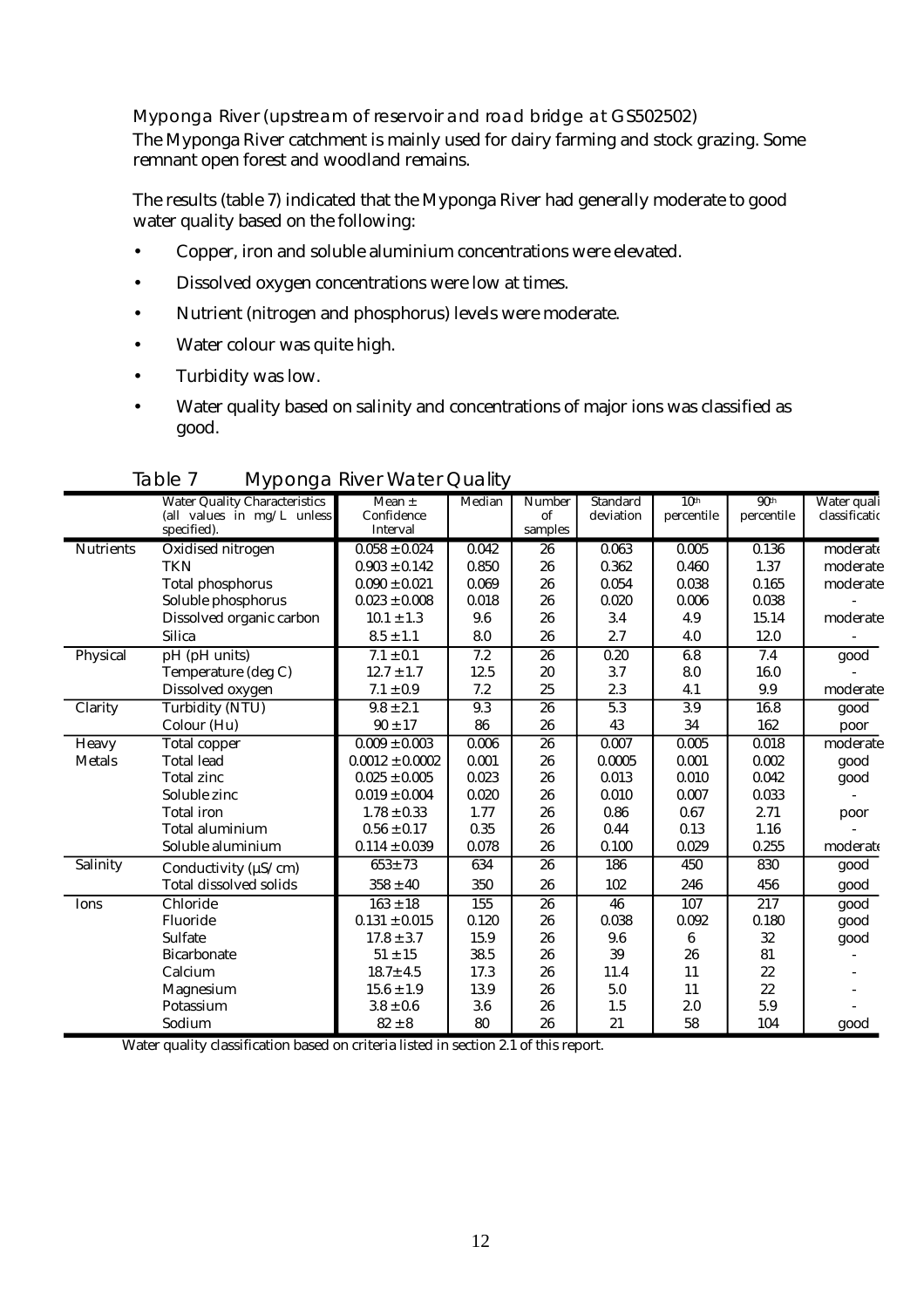### Myponga River (upstream of reservoir and road bridge at GS502502)

The Myponga River catchment is mainly used for dairy farming and stock grazing. Some remnant open forest and woodland remains.

The results (table 7) indicated that the Myponga River had generally moderate to good water quality based on the following:

- Copper, iron and soluble aluminium concentrations were elevated.
- Dissolved oxygen concentrations were low at times.
- Nutrient (nitrogen and phosphorus) levels were moderate.
- Water colour was quite high.
- Turbidity was low.
- Water quality based on salinity and concentrations of major ions was classified as good.

**Table 7 Myponga River Water Quality**

| | Water Quality Characteristics (all values in mg/L unless specified). | Mean ± Confidence Interval | Median | Number of samples | Standard deviation | 10th percentile | 90th percentile | Water quality classification |
|---|---|---|---|---|---|---|---|---|
| Nutrients | Oxidised nitrogen | 0.058 ± 0.024 | 0.042 | 26 | 0.063 | 0.005 | 0.136 | moderate |
| | TKN | 0.903 ± 0.142 | 0.850 | 26 | 0.362 | 0.460 | 1.37 | moderate |
| | Total phosphorus | 0.090 ± 0.021 | 0.069 | 26 | 0.054 | 0.038 | 0.165 | moderate |
| | Soluble phosphorus | 0.023 ± 0.008 | 0.018 | 26 | 0.020 | 0.006 | 0.038 | - |
| | Dissolved organic carbon | 10.1 ± 1.3 | 9.6 | 26 | 3.4 | 4.9 | 15.14 | moderate |
| | Silica | 8.5 ± 1.1 | 8.0 | 26 | 2.7 | 4.0 | 12.0 | - |
| Physical | pH (pH units) | 7.1 ± 0.1 | 7.2 | 26 | 0.20 | 6.8 | 7.4 | good |
| | Temperature (deg C) | 12.7 ± 1.7 | 12.5 | 20 | 3.7 | 8.0 | 16.0 | - |
| | Dissolved oxygen | 7.1 ± 0.9 | 7.2 | 25 | 2.3 | 4.1 | 9.9 | moderate |
| Clarity | Turbidity (NTU) | 9.8 ± 2.1 | 9.3 | 26 | 5.3 | 3.9 | 16.8 | good |
| | Colour (Hu) | 90 ± 17 | 86 | 26 | 43 | 34 | 162 | poor |
| Heavy Metals | Total copper | 0.009 ± 0.003 | 0.006 | 26 | 0.007 | 0.005 | 0.018 | moderate |
| | Total lead | 0.0012 ± 0.0002 | 0.001 | 26 | 0.0005 | 0.001 | 0.002 | good |
| | Total zinc | 0.025 ± 0.005 | 0.023 | 26 | 0.013 | 0.010 | 0.042 | good |
| | Soluble zinc | 0.019 ± 0.004 | 0.020 | 26 | 0.010 | 0.007 | 0.033 | - |
| | Total iron | 1.78 ± 0.33 | 1.77 | 26 | 0.86 | 0.67 | 2.71 | poor |
| | Total aluminium | 0.56 ± 0.17 | 0.35 | 26 | 0.44 | 0.13 | 1.16 | - |
| | Soluble aluminium | 0.114 ± 0.039 | 0.078 | 26 | 0.100 | 0.029 | 0.255 | moderate |
| Salinity | Conductivity (µS/cm) | 653± 73 | 634 | 26 | 186 | 450 | 830 | good |
| | Total dissolved solids | 358 ± 40 | 350 | 26 | 102 | 246 | 456 | good |
| Ions | Chloride | 163 ± 18 | 155 | 26 | 46 | 107 | 217 | good |
| | Fluoride | 0.131 ± 0.015 | 0.120 | 26 | 0.038 | 0.092 | 0.180 | good |
| | Sulfate | 17.8 ± 3.7 | 15.9 | 26 | 9.6 | 6 | 32 | good |
| | Bicarbonate | 51 ± 15 | 38.5 | 26 | 39 | 26 | 81 | - |
| | Calcium | 18.7± 4.5 | 17.3 | 26 | 11.4 | 11 | 22 | - |
| | Magnesium | 15.6 ± 1.9 | 13.9 | 26 | 5.0 | 11 | 22 | - |
| | Potassium | 3.8 ± 0.6 | 3.6 | 26 | 1.5 | 2.0 | 5.9 | - |
| | Sodium | 82 ± 8 | 80 | 26 | 21 | 58 | 104 | good |

Water quality classification based on criteria listed in section 2.1 of this report.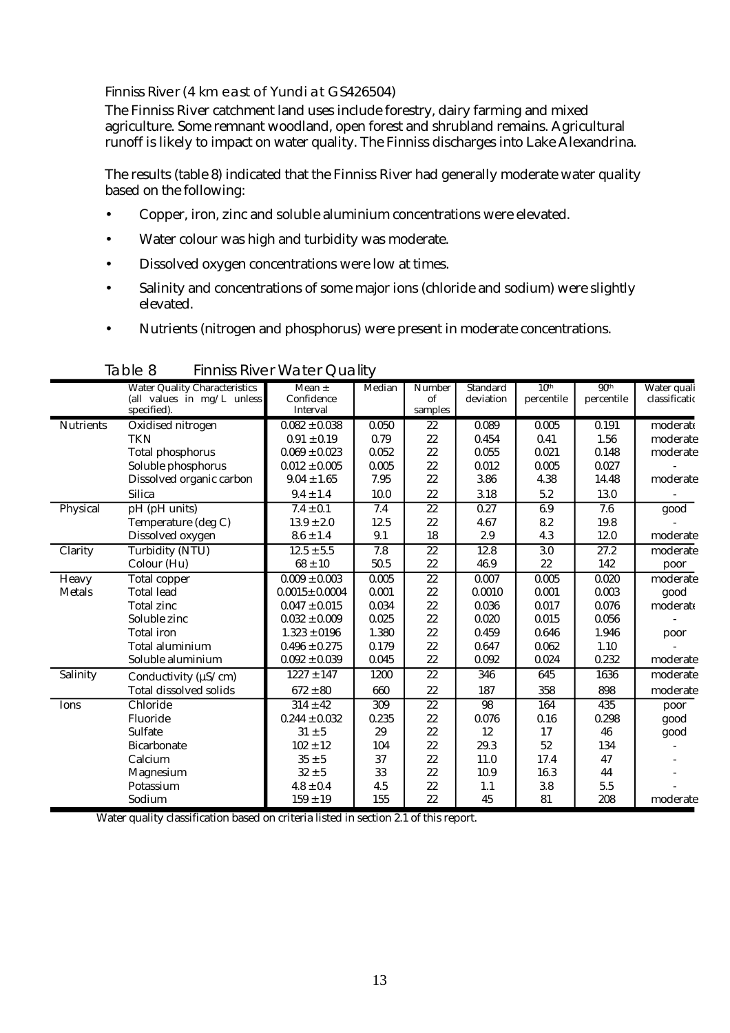### Finniss River (4 km east of Yundi at GS426504)

The Finniss River catchment land uses include forestry, dairy farming and mixed agriculture. Some remnant woodland, open forest and shrubland remains. Agricultural runoff is likely to impact on water quality. The Finniss discharges into Lake Alexandrina.

The results (table 8) indicated that the Finniss River had generally moderate water quality based on the following:

- Copper, iron, zinc and soluble aluminium concentrations were elevated.
- Water colour was high and turbidity was moderate.
- Dissolved oxygen concentrations were low at times.
- Salinity and concentrations of some major ions (chloride and sodium) were slightly elevated.
- Nutrients (nitrogen and phosphorus) were present in moderate concentrations.

**Table 8 Finniss River Water Quality**

| | Water Quality Characteristics (all values in mg/L unless specified). | Mean ± Confidence Interval | Median | Number of samples | Standard deviation | 10th percentile | 90th percentile | Water quality classification |
|---|---|---|---|---|---|---|---|---|
| Nutrients | Oxidised nitrogen | 0.082 ± 0.038 | 0.050 | 22 | 0.089 | 0.005 | 0.191 | moderate |
| | TKN | 0.91 ± 0.19 | 0.79 | 22 | 0.454 | 0.41 | 1.56 | moderate |
| | Total phosphorus | 0.069 ± 0.023 | 0.052 | 22 | 0.055 | 0.021 | 0.148 | moderate |
| | Soluble phosphorus | 0.012 ± 0.005 | 0.005 | 22 | 0.012 | 0.005 | 0.027 | - |
| | Dissolved organic carbon | 9.04 ± 1.65 | 7.95 | 22 | 3.86 | 4.38 | 14.48 | moderate |
| | Silica | 9.4 ± 1.4 | 10.0 | 22 | 3.18 | 5.2 | 13.0 | - |
| Physical | pH (pH units) | 7.4 ± 0.1 | 7.4 | 22 | 0.27 | 6.9 | 7.6 | good |
| | Temperature (deg C) | 13.9 ± 2.0 | 12.5 | 22 | 4.67 | 8.2 | 19.8 | - |
| | Dissolved oxygen | 8.6 ± 1.4 | 9.1 | 18 | 2.9 | 4.3 | 12.0 | moderate |
| Clarity | Turbidity (NTU) | 12.5 ± 5.5 | 7.8 | 22 | 12.8 | 3.0 | 27.2 | moderate |
| | Colour (Hu) | 68 ± 10 | 50.5 | 22 | 46.9 | 22 | 142 | poor |
| Heavy Metals | Total copper | 0.009 ± 0.003 | 0.005 | 22 | 0.007 | 0.005 | 0.020 | moderate |
| | Total lead | 0.0015 ± 0.0004 | 0.001 | 22 | 0.0010 | 0.001 | 0.003 | good |
| | Total zinc | 0.047 ± 0.015 | 0.034 | 22 | 0.036 | 0.017 | 0.076 | moderate |
| | Soluble zinc | 0.032 ± 0.009 | 0.025 | 22 | 0.020 | 0.015 | 0.056 | - |
| | Total iron | 1.323 ± 0196 | 1.380 | 22 | 0.459 | 0.646 | 1.946 | poor |
| | Total aluminium | 0.496 ± 0.275 | 0.179 | 22 | 0.647 | 0.062 | 1.10 | - |
| | Soluble aluminium | 0.092 ± 0.039 | 0.045 | 22 | 0.092 | 0.024 | 0.232 | moderate |
| Salinity | Conductivity (µS/cm) | 1227 ± 147 | 1200 | 22 | 346 | 645 | 1636 | moderate |
| | Total dissolved solids | 672 ± 80 | 660 | 22 | 187 | 358 | 898 | moderate |
| Ions | Chloride | 314 ± 42 | 309 | 22 | 98 | 164 | 435 | poor |
| | Fluoride | 0.244 ± 0.032 | 0.235 | 22 | 0.076 | 0.16 | 0.298 | good |
| | Sulfate | 31 ± 5 | 29 | 22 | 12 | 17 | 46 | good |
| | Bicarbonate | 102 ± 12 | 104 | 22 | 29.3 | 52 | 134 | - |
| | Calcium | 35 ± 5 | 37 | 22 | 11.0 | 17.4 | 47 | - |
| | Magnesium | 32 ± 5 | 33 | 22 | 10.9 | 16.3 | 44 | - |
| | Potassium | 4.8 ± 0.4 | 4.5 | 22 | 1.1 | 3.8 | 5.5 | - |
| | Sodium | 159 ± 19 | 155 | 22 | 45 | 81 | 208 | moderate |

Water quality classification based on criteria listed in section 2.1 of this report.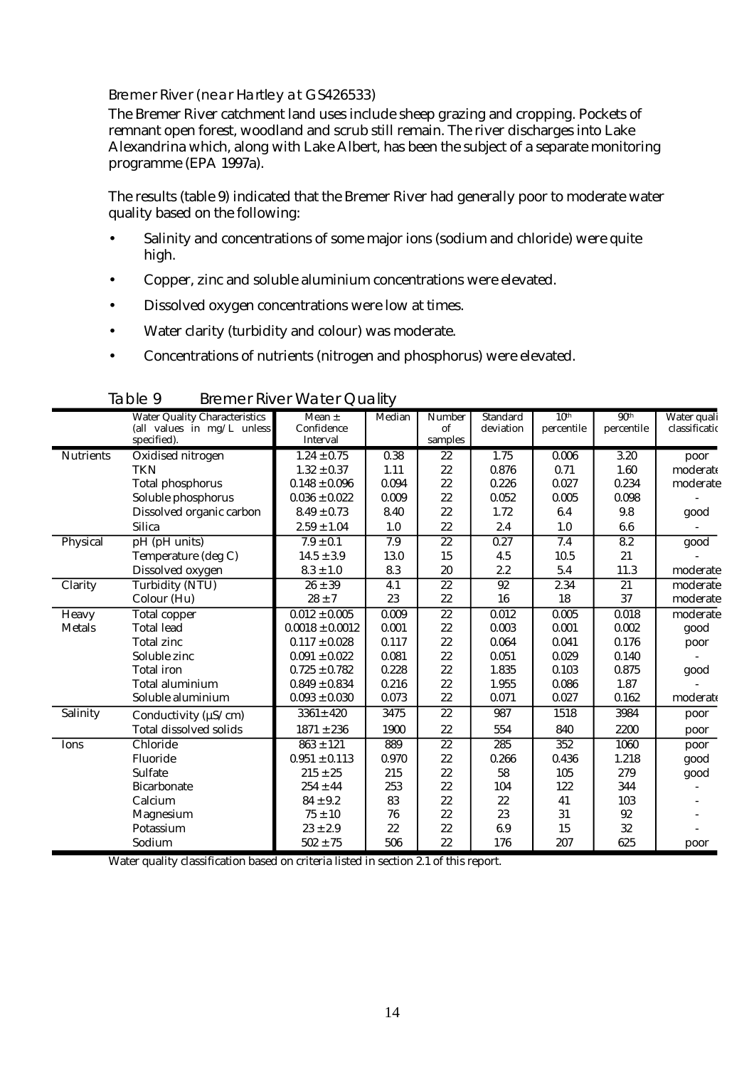### Bremer River (near Hartley at GS426533)

The Bremer River catchment land uses include sheep grazing and cropping. Pockets of remnant open forest, woodland and scrub still remain. The river discharges into Lake Alexandrina which, along with Lake Albert, has been the subject of a separate monitoring programme (EPA 1997a).

The results (table 9) indicated that the Bremer River had generally poor to moderate water quality based on the following:

- Salinity and concentrations of some major ions (sodium and chloride) were quite high.
- Copper, zinc and soluble aluminium concentrations were elevated.
- Dissolved oxygen concentrations were low at times.
- Water clarity (turbidity and colour) was moderate.
- Concentrations of nutrients (nitrogen and phosphorus) were elevated.

Table 9 Bremer River Water Quality

| | Water Quality Characteristics (all values in mg/L unless specified). | Mean ± Confidence Interval | Median | Number of samples | Standard deviation | 10th percentile | 90th percentile | Water quality classification |
|---|---|---|---|---|---|---|---|---|
| Nutrients | Oxidised nitrogen | 1.24 ± 0.75 | 0.38 | 22 | 1.75 | 0.006 | 3.20 | poor |
| | TKN | 1.32 ± 0.37 | 1.11 | 22 | 0.876 | 0.71 | 1.60 | moderate |
| | Total phosphorus | 0.148 ± 0.096 | 0.094 | 22 | 0.226 | 0.027 | 0.234 | moderate |
| | Soluble phosphorus | 0.036 ± 0.022 | 0.009 | 22 | 0.052 | 0.005 | 0.098 | - |
| | Dissolved organic carbon | 8.49 ± 0.73 | 8.40 | 22 | 1.72 | 6.4 | 9.8 | good |
| | Silica | 2.59 ± 1.04 | 1.0 | 22 | 2.4 | 1.0 | 6.6 | - |
| Physical | pH (pH units) | 7.9 ± 0.1 | 7.9 | 22 | 0.27 | 7.4 | 8.2 | good |
| | Temperature (deg C) | 14.5 ± 3.9 | 13.0 | 15 | 4.5 | 10.5 | 21 | - |
| | Dissolved oxygen | 8.3 ± 1.0 | 8.3 | 20 | 2.2 | 5.4 | 11.3 | moderate |
| Clarity | Turbidity (NTU) | 26 ± 39 | 4.1 | 22 | 92 | 2.34 | 21 | moderate |
| | Colour (Hu) | 28 ± 7 | 23 | 22 | 16 | 18 | 37 | moderate |
| Heavy Metals | Total copper | 0.012 ± 0.005 | 0.009 | 22 | 0.012 | 0.005 | 0.018 | moderate |
| | Total lead | 0.0018 ± 0.0012 | 0.001 | 22 | 0.003 | 0.001 | 0.002 | good |
| | Total zinc | 0.117 ± 0.028 | 0.117 | 22 | 0.064 | 0.041 | 0.176 | poor |
| | Soluble zinc | 0.091 ± 0.022 | 0.081 | 22 | 0.051 | 0.029 | 0.140 | - |
| | Total iron | 0.725 ± 0.782 | 0.228 | 22 | 1.835 | 0.103 | 0.875 | good |
| | Total aluminium | 0.849 ± 0.834 | 0.216 | 22 | 1.955 | 0.086 | 1.87 | - |
| | Soluble aluminium | 0.093 ± 0.030 | 0.073 | 22 | 0.071 | 0.027 | 0.162 | moderate |
| Salinity | Conductivity (µS/cm) | 3361± 420 | 3475 | 22 | 987 | 1518 | 3984 | poor |
| | Total dissolved solids | 1871 ± 236 | 1900 | 22 | 554 | 840 | 2200 | poor |
| Ions | Chloride | 863 ± 121 | 889 | 22 | 285 | 352 | 1060 | poor |
| | Fluoride | 0.951 ± 0.113 | 0.970 | 22 | 0.266 | 0.436 | 1.218 | good |
| | Sulfate | 215 ± 25 | 215 | 22 | 58 | 105 | 279 | good |
| | Bicarbonate | 254 ± 44 | 253 | 22 | 104 | 122 | 344 | - |
| | Calcium | 84 ± 9.2 | 83 | 22 | 22 | 41 | 103 | - |
| | Magnesium | 75 ± 10 | 76 | 22 | 23 | 31 | 92 | - |
| | Potassium | 23 ± 2.9 | 22 | 22 | 6.9 | 15 | 32 | - |
| | Sodium | 502 ± 75 | 506 | 22 | 176 | 207 | 625 | poor |

Water quality classification based on criteria listed in section 2.1 of this report.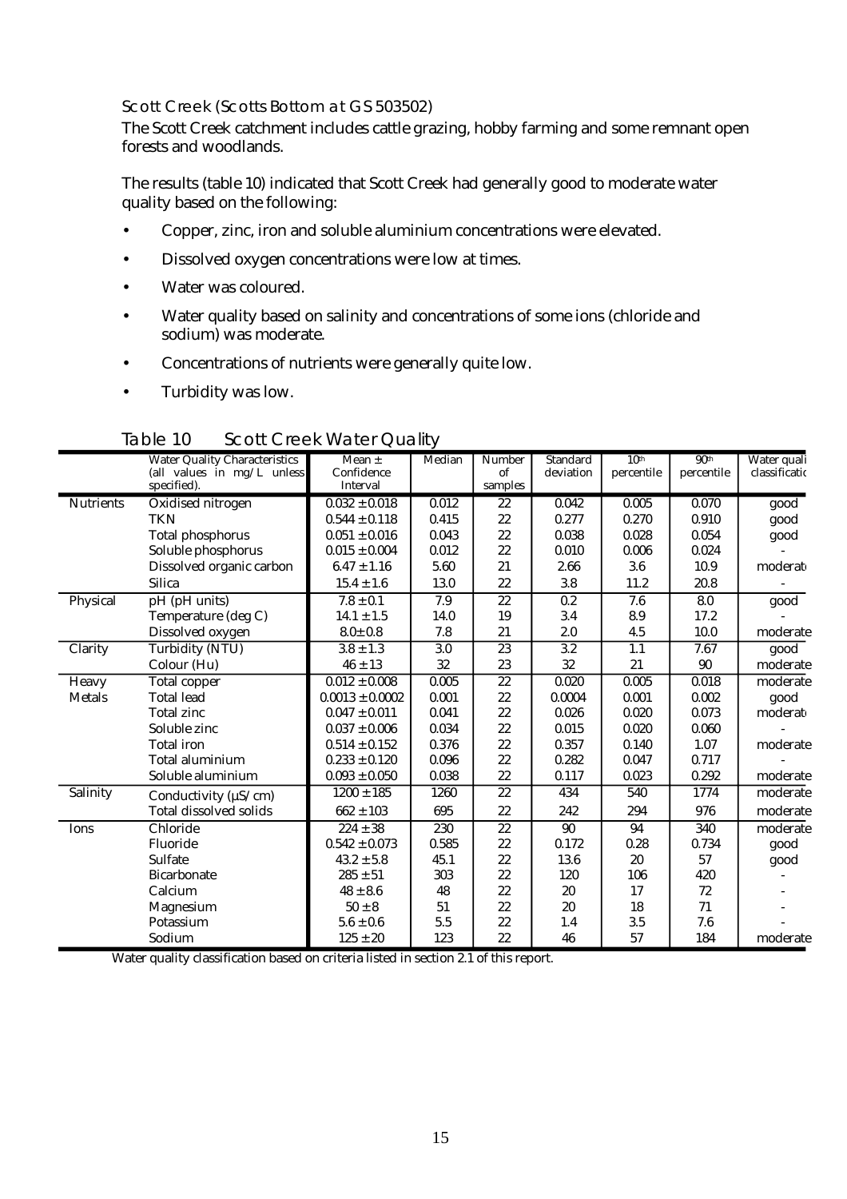### Scott Creek (Scotts Bottom at GS 503502)

The Scott Creek catchment includes cattle grazing, hobby farming and some remnant open forests and woodlands.

The results (table 10) indicated that Scott Creek had generally good to moderate water quality based on the following:

- Copper, zinc, iron and soluble aluminium concentrations were elevated.
- Dissolved oxygen concentrations were low at times.
- Water was coloured.
- Water quality based on salinity and concentrations of some ions (chloride and sodium) was moderate.
- Concentrations of nutrients were generally quite low.
- Turbidity was low.

Table 10 Scott Creek Water Quality

| | Water Quality Characteristics (all values in mg/L unless specified). | Mean ± Confidence Interval | Median | Number of samples | Standard deviation | 10th percentile | 90th percentile | Water quality classification |
|---|---|---|---|---|---|---|---|---|
| Nutrients | Oxidised nitrogen | 0.032 ± 0.018 | 0.012 | 22 | 0.042 | 0.005 | 0.070 | good |
| | TKN | 0.544 ± 0.118 | 0.415 | 22 | 0.277 | 0.270 | 0.910 | good |
| | Total phosphorus | 0.051 ± 0.016 | 0.043 | 22 | 0.038 | 0.028 | 0.054 | good |
| | Soluble phosphorus | 0.015 ± 0.004 | 0.012 | 22 | 0.010 | 0.006 | 0.024 | - |
| | Dissolved organic carbon | 6.47 ± 1.16 | 5.60 | 21 | 2.66 | 3.6 | 10.9 | moderate |
| | Silica | 15.4 ± 1.6 | 13.0 | 22 | 3.8 | 11.2 | 20.8 | - |
| Physical | pH (pH units) | 7.8 ± 0.1 | 7.9 | 22 | 0.2 | 7.6 | 8.0 | good |
| | Temperature (deg C) | 14.1 ± 1.5 | 14.0 | 19 | 3.4 | 8.9 | 17.2 | - |
| | Dissolved oxygen | 8.0± 0.8 | 7.8 | 21 | 2.0 | 4.5 | 10.0 | moderate |
| Clarity | Turbidity (NTU) | 3.8 ± 1.3 | 3.0 | 23 | 3.2 | 1.1 | 7.67 | good |
| | Colour (Hu) | 46 ± 13 | 32 | 23 | 32 | 21 | 90 | moderate |
| Heavy Metals | Total copper | 0.012 ± 0.008 | 0.005 | 22 | 0.020 | 0.005 | 0.018 | moderate |
| | Total lead | 0.0013 ± 0.0002 | 0.001 | 22 | 0.0004 | 0.001 | 0.002 | good |
| | Total zinc | 0.047 ± 0.011 | 0.041 | 22 | 0.026 | 0.020 | 0.073 | moderate |
| | Soluble zinc | 0.037 ± 0.006 | 0.034 | 22 | 0.015 | 0.020 | 0.060 | - |
| | Total iron | 0.514 ± 0.152 | 0.376 | 22 | 0.357 | 0.140 | 1.07 | moderate |
| | Total aluminium | 0.233 ± 0.120 | 0.096 | 22 | 0.282 | 0.047 | 0.717 | - |
| | Soluble aluminium | 0.093 ± 0.050 | 0.038 | 22 | 0.117 | 0.023 | 0.292 | moderate |
| Salinity | Conductivity (µS/cm) | 1200 ± 185 | 1260 | 22 | 434 | 540 | 1774 | moderate |
| | Total dissolved solids | 662 ± 103 | 695 | 22 | 242 | 294 | 976 | moderate |
| Ions | Chloride | 224 ± 38 | 230 | 22 | 90 | 94 | 340 | moderate |
| | Fluoride | 0.542 ± 0.073 | 0.585 | 22 | 0.172 | 0.28 | 0.734 | good |
| | Sulfate | 43.2 ± 5.8 | 45.1 | 22 | 13.6 | 20 | 57 | good |
| | Bicarbonate | 285 ± 51 | 303 | 22 | 120 | 106 | 420 | - |
| | Calcium | 48 ± 8.6 | 48 | 22 | 20 | 17 | 72 | - |
| | Magnesium | 50 ± 8 | 51 | 22 | 20 | 18 | 71 | - |
| | Potassium | 5.6 ± 0.6 | 5.5 | 22 | 1.4 | 3.5 | 7.6 | - |
| | Sodium | 125 ± 20 | 123 | 22 | 46 | 57 | 184 | moderate |

Water quality classification based on criteria listed in section 2.1 of this report.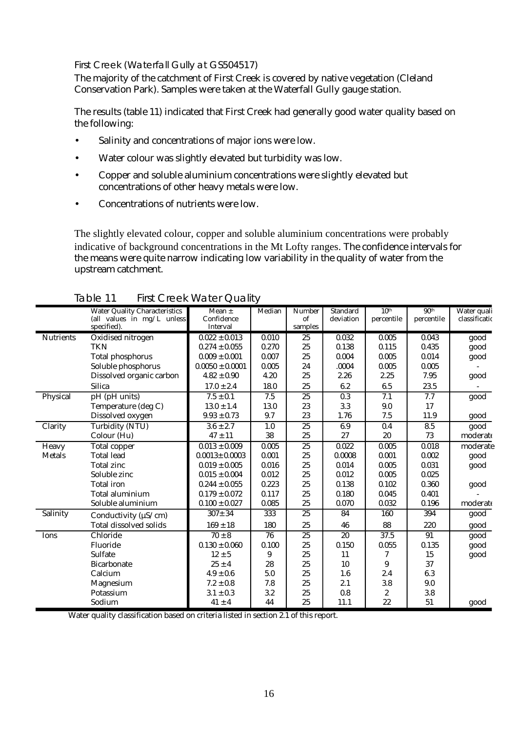### First Creek (Waterfall Gully at GS504517)

The majority of the catchment of First Creek is covered by native vegetation (Cleland Conservation Park). Samples were taken at the Waterfall Gully gauge station.

The results (table 11) indicated that First Creek had generally good water quality based on the following:

- Salinity and concentrations of major ions were low.
- Water colour was slightly elevated but turbidity was low.
- Copper and soluble aluminium concentrations were slightly elevated but concentrations of other heavy metals were low.
- Concentrations of nutrients were low.

The slightly elevated colour, copper and soluble aluminium concentrations were probably indicative of background concentrations in the Mt Lofty ranges. The confidence intervals for the means were quite narrow indicating low variability in the quality of water from the upstream catchment.

### Table 11 First Creek Water Quality

| | Water Quality Characteristics (all values in mg/L unless specified). | Mean ± Confidence Interval | Median | Number of samples | Standard deviation | 10th percentile | 90th percentile | Water quality classification |
|---|---|---|---|---|---|---|---|---|
| Nutrients | Oxidised nitrogen | 0.022 ± 0.013 | 0.010 | 25 | 0.032 | 0.005 | 0.043 | good |
| | TKN | 0.274 ± 0.055 | 0.270 | 25 | 0.138 | 0.115 | 0.435 | good |
| | Total phosphorus | 0.009 ± 0.001 | 0.007 | 25 | 0.004 | 0.005 | 0.014 | good |
| | Soluble phosphorus | 0.0050 ± 0.0001 | 0.005 | 24 | .0004 | 0.005 | 0.005 | - |
| | Dissolved organic carbon | 4.82 ± 0.90 | 4.20 | 25 | 2.26 | 2.25 | 7.95 | good |
| | Silica | 17.0 ± 2.4 | 18.0 | 25 | 6.2 | 6.5 | 23.5 | - |
| Physical | pH (pH units) | 7.5 ± 0.1 | 7.5 | 25 | 0.3 | 7.1 | 7.7 | good |
| | Temperature (deg C) | 13.0 ± 1.4 | 13.0 | 23 | 3.3 | 9.0 | 17 | |
| | Dissolved oxygen | 9.93 ± 0.73 | 9.7 | 23 | 1.76 | 7.5 | 11.9 | good |
| Clarity | Turbidity (NTU) | 3.6 ± 2.7 | 1.0 | 25 | 6.9 | 0.4 | 8.5 | good |
| | Colour (Hu) | 47 ± 11 | 38 | 25 | 27 | 20 | 73 | moderate |
| Heavy Metals | Total copper | 0.013 ± 0.009 | 0.005 | 25 | 0.022 | 0.005 | 0.018 | moderate |
| | Total lead | 0.0013± 0.0003 | 0.001 | 25 | 0.0008 | 0.001 | 0.002 | good |
| | Total zinc | 0.019 ± 0.005 | 0.016 | 25 | 0.014 | 0.005 | 0.031 | good |
| | Soluble zinc | 0.015 ± 0.004 | 0.012 | 25 | 0.012 | 0.005 | 0.025 | |
| | Total iron | 0.244 ± 0.055 | 0.223 | 25 | 0.138 | 0.102 | 0.360 | good |
| | Total aluminium | 0.179 ± 0.072 | 0.117 | 25 | 0.180 | 0.045 | 0.401 | - |
| | Soluble aluminium | 0.100 ± 0.027 | 0.085 | 25 | 0.070 | 0.032 | 0.196 | moderate |
| Salinity | Conductivity (µS/cm) | 307± 34 | 333 | 25 | 84 | 160 | 394 | good |
| | Total dissolved solids | 169 ± 18 | 180 | 25 | 46 | 88 | 220 | good |
| Ions | Chloride | 70 ± 8 | 76 | 25 | 20 | 37.5 | 91 | good |
| | Fluoride | 0.130 ± 0.060 | 0.100 | 25 | 0.150 | 0.055 | 0.135 | good |
| | Sulfate | 12 ± 5 | 9 | 25 | 11 | 7 | 15 | good |
| | Bicarbonate | 25 ± 4 | 28 | 25 | 10 | 9 | 37 | |
| | Calcium | 4.9 ± 0.6 | 5.0 | 25 | 1.6 | 2.4 | 6.3 | |
| | Magnesium | 7.2 ± 0.8 | 7.8 | 25 | 2.1 | 3.8 | 9.0 | |
| | Potassium | 3.1 ± 0.3 | 3.2 | 25 | 0.8 | 2 | 3.8 | |
| | Sodium | 41 ± 4 | 44 | 25 | 11.1 | 22 | 51 | good |

Water quality classification based on criteria listed in section 2.1 of this report.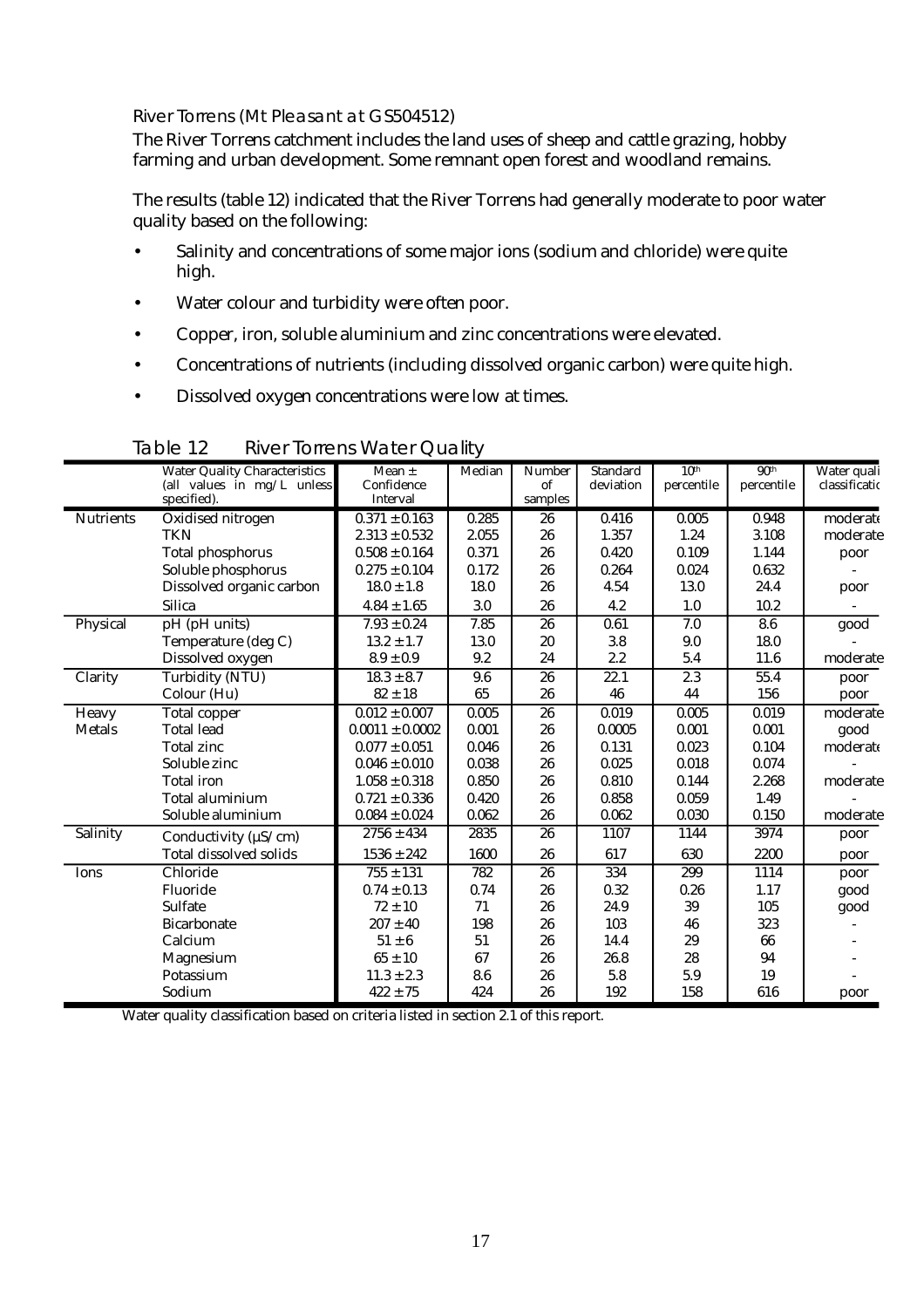### River Torrens (Mt Pleasant at GS504512)

The River Torrens catchment includes the land uses of sheep and cattle grazing, hobby farming and urban development. Some remnant open forest and woodland remains.

The results (table 12) indicated that the River Torrens had generally moderate to poor water quality based on the following:

- Salinity and concentrations of some major ions (sodium and chloride) were quite high.
- Water colour and turbidity were often poor.
- Copper, iron, soluble aluminium and zinc concentrations were elevated.
- Concentrations of nutrients (including dissolved organic carbon) were quite high.
- Dissolved oxygen concentrations were low at times.

Table 12 River Torrens Water Quality

| | Water Quality Characteristics (all values in mg/L unless specified). | Mean ± Confidence Interval | Median | Number of samples | Standard deviation | 10[th] percentile | 90[th] percentile | Water quality classification |
|---|---|---|---|---|---|---|---|---|
| Nutrients | Oxidised nitrogen | 0.371 ± 0.163 | 0.285 | 26 | 0.416 | 0.005 | 0.948 | moderate |
| | TKN | 2.313 ± 0.532 | 2.055 | 26 | 1.357 | 1.24 | 3.108 | moderate |
| | Total phosphorus | 0.508 ± 0.164 | 0.371 | 26 | 0.420 | 0.109 | 1.144 | poor |
| | Soluble phosphorus | 0.275 ± 0.104 | 0.172 | 26 | 0.264 | 0.024 | 0.632 | - |
| | Dissolved organic carbon | 18.0 ± 1.8 | 18.0 | 26 | 4.54 | 13.0 | 24.4 | poor |
| | Silica | 4.84 ± 1.65 | 3.0 | 26 | 4.2 | 1.0 | 10.2 | - |
| Physical | pH (pH units) | 7.93 ± 0.24 | 7.85 | 26 | 0.61 | 7.0 | 8.6 | good |
| | Temperature (deg C) | 13.2 ± 1.7 | 13.0 | 20 | 3.8 | 9.0 | 18.0 | - |
| | Dissolved oxygen | 8.9 ± 0.9 | 9.2 | 24 | 2.2 | 5.4 | 11.6 | moderate |
| Clarity | Turbidity (NTU) | 18.3 ± 8.7 | 9.6 | 26 | 22.1 | 2.3 | 55.4 | poor |
| | Colour (Hu) | 82 ± 18 | 65 | 26 | 46 | 44 | 156 | poor |
| Heavy Metals | Total copper | 0.012 ± 0.007 | 0.005 | 26 | 0.019 | 0.005 | 0.019 | moderate |
| | Total lead | 0.0011 ± 0.0002 | 0.001 | 26 | 0.0005 | 0.001 | 0.001 | good |
| | Total zinc | 0.077 ± 0.051 | 0.046 | 26 | 0.131 | 0.023 | 0.104 | moderate |
| | Soluble zinc | 0.046 ± 0.010 | 0.038 | 26 | 0.025 | 0.018 | 0.074 | - |
| | Total iron | 1.058 ± 0.318 | 0.850 | 26 | 0.810 | 0.144 | 2.268 | moderate |
| | Total aluminium | 0.721 ± 0.336 | 0.420 | 26 | 0.858 | 0.059 | 1.49 | - |
| | Soluble aluminium | 0.084 ± 0.024 | 0.062 | 26 | 0.062 | 0.030 | 0.150 | moderate |
| Salinity | Conductivity (µS/cm) | 2756 ± 434 | 2835 | 26 | 1107 | 1144 | 3974 | poor |
| | Total dissolved solids | 1536 ± 242 | 1600 | 26 | 617 | 630 | 2200 | poor |
| Ions | Chloride | 755 ± 131 | 782 | 26 | 334 | 299 | 1114 | poor |
| | Fluoride | 0.74 ± 0.13 | 0.74 | 26 | 0.32 | 0.26 | 1.17 | good |
| | Sulfate | 72 ± 10 | 71 | 26 | 24.9 | 39 | 105 | good |
| | Bicarbonate | 207 ± 40 | 198 | 26 | 103 | 46 | 323 | - |
| | Calcium | 51 ± 6 | 51 | 26 | 14.4 | 29 | 66 | - |
| | Magnesium | 65 ± 10 | 67 | 26 | 26.8 | 28 | 94 | - |
| | Potassium | 11.3 ± 2.3 | 8.6 | 26 | 5.8 | 5.9 | 19 | - |
| | Sodium | 422 ± 75 | 424 | 26 | 192 | 158 | 616 | poor |

Water quality classification based on criteria listed in section 2.1 of this report.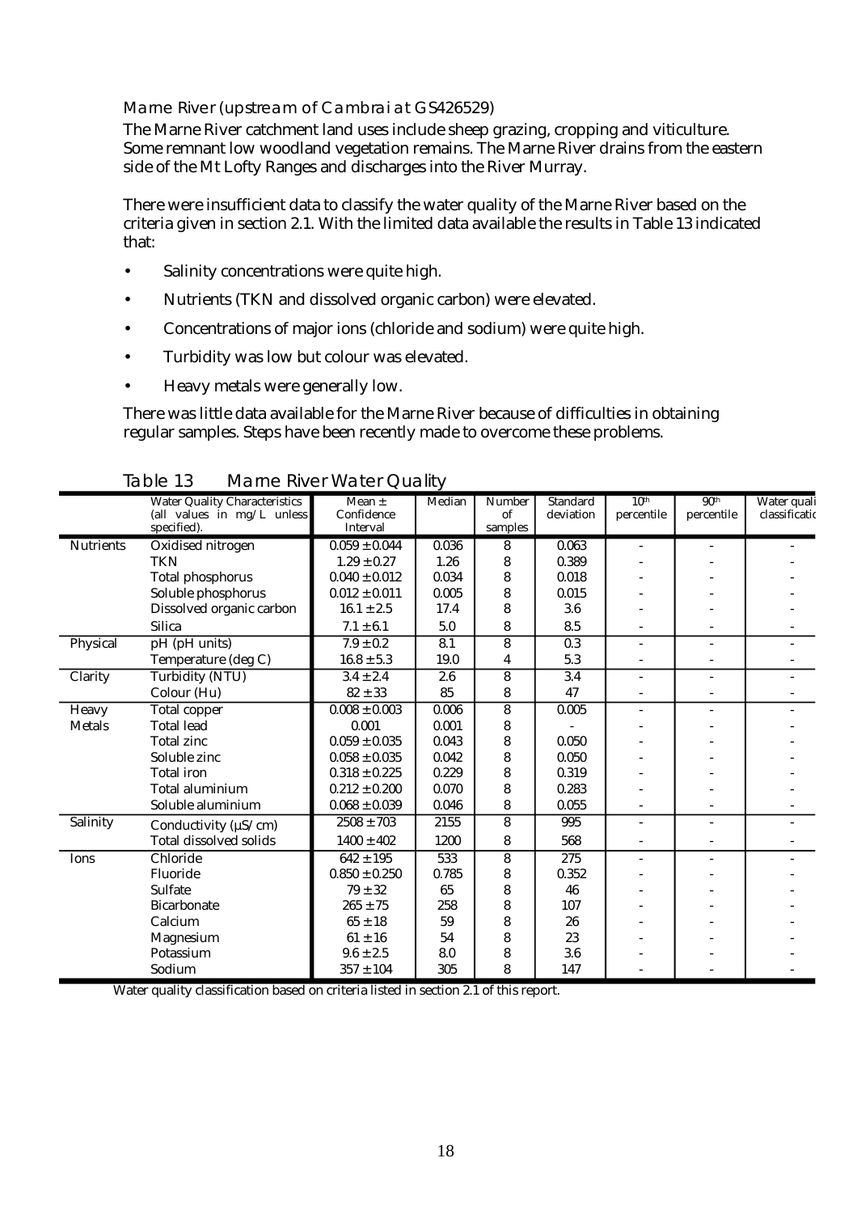### Marne River (upstream of Cambrai at GS426529)

The Marne River catchment land uses include sheep grazing, cropping and viticulture. Some remnant low woodland vegetation remains. The Marne River drains from the eastern side of the Mt Lofty Ranges and discharges into the River Murray.

There were insufficient data to classify the water quality of the Marne River based on the criteria given in section 2.1. With the limited data available the results in Table 13 indicated that:

- Salinity concentrations were quite high.
- Nutrients (TKN and dissolved organic carbon) were elevated.
- Concentrations of major ions (chloride and sodium) were quite high.
- Turbidity was low but colour was elevated.
- Heavy metals were generally low.

There was little data available for the Marne River because of difficulties in obtaining regular samples. Steps have been recently made to overcome these problems.

**Table 13 Marne River Water Quality**

| | Water Quality Characteristics (all values in mg/L unless specified). | Mean ± Confidence Interval | Median | Number of samples | Standard deviation | 10th percentile | 90th percentile | Water quality classification |
|---|---|---|---|---|---|---|---|---|
| Nutrients | Oxidised nitrogen | 0.059 ± 0.044 | 0.036 | 8 | 0.063 | - | - | - |
| | TKN | 1.29 ± 0.27 | 1.26 | 8 | 0.389 | - | - | - |
| | Total phosphorus | 0.040 ± 0.012 | 0.034 | 8 | 0.018 | - | - | - |
| | Soluble phosphorus | 0.012 ± 0.011 | 0.005 | 8 | 0.015 | - | - | - |
| | Dissolved organic carbon | 16.1 ± 2.5 | 17.4 | 8 | 3.6 | - | - | - |
| | Silica | 7.1 ± 6.1 | 5.0 | 8 | 8.5 | - | - | - |
| Physical | pH (pH units) | 7.9 ± 0.2 | 8.1 | 8 | 0.3 | - | - | - |
| | Temperature (deg C) | 16.8 ± 5.3 | 19.0 | 4 | 5.3 | - | - | - |
| Clarity | Turbidity (NTU) | 3.4 ± 2.4 | 2.6 | 8 | 3.4 | - | - | - |
| | Colour (Hu) | 82 ± 33 | 85 | 8 | 47 | - | - | - |
| Heavy Metals | Total copper | 0.008 ± 0.003 | 0.006 | 8 | 0.005 | - | - | - |
| | Total lead | 0.001 | 0.001 | 8 | - | - | - | - |
| | Total zinc | 0.059 ± 0.035 | 0.043 | 8 | 0.050 | - | - | - |
| | Soluble zinc | 0.058 ± 0.035 | 0.042 | 8 | 0.050 | - | - | - |
| | Total iron | 0.318 ± 0.225 | 0.229 | 8 | 0.319 | - | - | - |
| | Total aluminium | 0.212 ± 0.200 | 0.070 | 8 | 0.283 | - | - | - |
| | Soluble aluminium | 0.068 ± 0.039 | 0.046 | 8 | 0.055 | - | - | - |
| Salinity | Conductivity (µS/cm) | 2508 ± 703 | 2155 | 8 | 995 | - | - | - |
| | Total dissolved solids | 1400 ± 402 | 1200 | 8 | 568 | - | - | - |
| Ions | Chloride | 642 ± 195 | 533 | 8 | 275 | - | - | - |
| | Fluoride | 0.850 ± 0.250 | 0.785 | 8 | 0.352 | - | - | - |
| | Sulfate | 79 ± 32 | 65 | 8 | 46 | - | - | - |
| | Bicarbonate | 265 ± 75 | 258 | 8 | 107 | - | - | - |
| | Calcium | 65 ± 18 | 59 | 8 | 26 | - | - | - |
| | Magnesium | 61 ± 16 | 54 | 8 | 23 | - | - | - |
| | Potassium | 9.6 ± 2.5 | 8.0 | 8 | 3.6 | - | - | - |
| | Sodium | 357 ± 104 | 305 | 8 | 147 | - | - | - |

Water quality classification based on criteria listed in section 2.1 of this report.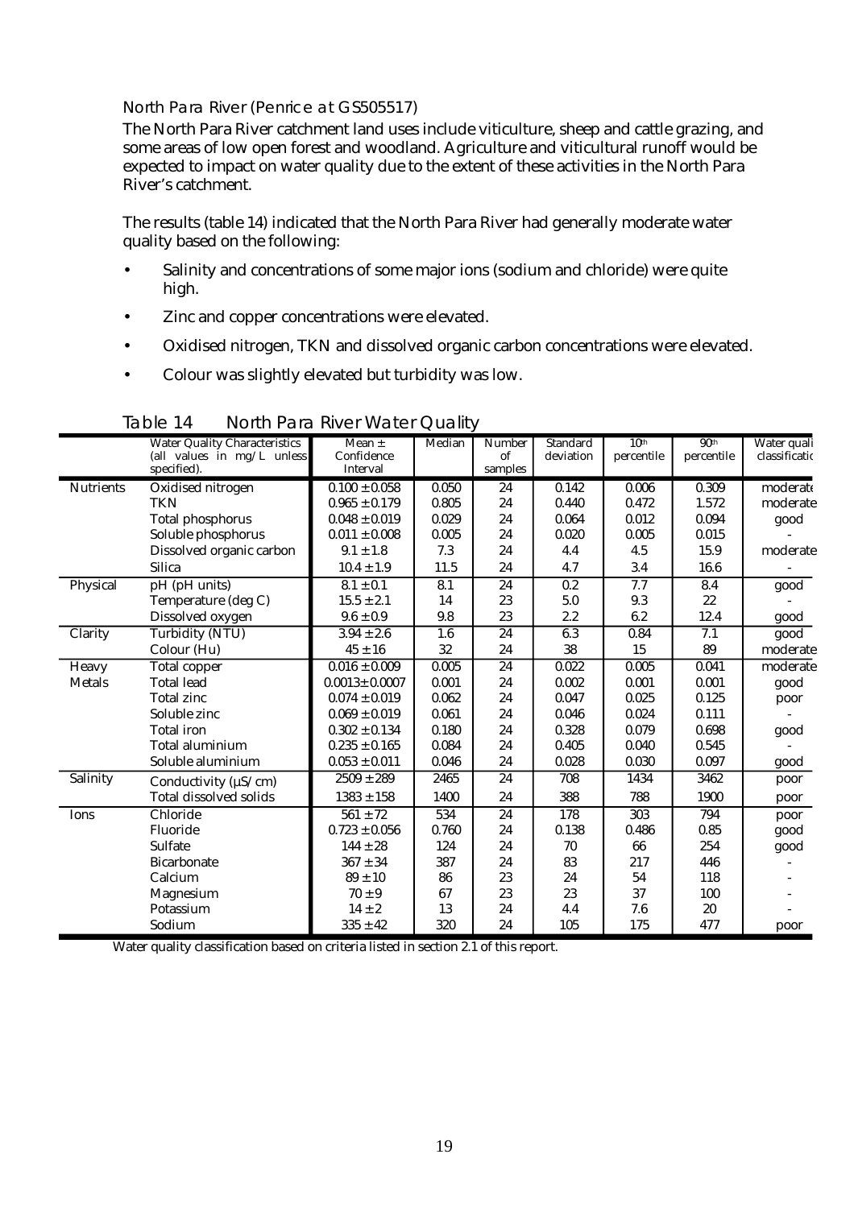### North Para River (Penrice at GS505517)

The North Para River catchment land uses include viticulture, sheep and cattle grazing, and some areas of low open forest and woodland. Agriculture and viticultural runoff would be expected to impact on water quality due to the extent of these activities in the North Para River's catchment.

The results (table 14) indicated that the North Para River had generally moderate water quality based on the following:

- Salinity and concentrations of some major ions (sodium and chloride) were quite high.
- Zinc and copper concentrations were elevated.
- Oxidised nitrogen, TKN and dissolved organic carbon concentrations were elevated.
- Colour was slightly elevated but turbidity was low.

Table 14 North Para River Water Quality

| | Water Quality Characteristics (all values in mg/L unless specified). | Mean ± Confidence Interval | Median | Number of samples | Standard deviation | 10th percentile | 90th percentile | Water quality classification |
|---|---|---|---|---|---|---|---|---|
| Nutrients | Oxidised nitrogen | 0.100 ± 0.058 | 0.050 | 24 | 0.142 | 0.006 | 0.309 | moderate |
| | TKN | 0.965 ± 0.179 | 0.805 | 24 | 0.440 | 0.472 | 1.572 | moderate |
| | Total phosphorus | 0.048 ± 0.019 | 0.029 | 24 | 0.064 | 0.012 | 0.094 | good |
| | Soluble phosphorus | 0.011 ± 0.008 | 0.005 | 24 | 0.020 | 0.005 | 0.015 | - |
| | Dissolved organic carbon | 9.1 ± 1.8 | 7.3 | 24 | 4.4 | 4.5 | 15.9 | moderate |
| | Silica | 10.4 ± 1.9 | 11.5 | 24 | 4.7 | 3.4 | 16.6 | - |
| Physical | pH (pH units) | 8.1 ± 0.1 | 8.1 | 24 | 0.2 | 7.7 | 8.4 | good |
| | Temperature (deg C) | 15.5 ± 2.1 | 14 | 23 | 5.0 | 9.3 | 22 | - |
| | Dissolved oxygen | 9.6 ± 0.9 | 9.8 | 23 | 2.2 | 6.2 | 12.4 | good |
| Clarity | Turbidity (NTU) | 3.94 ± 2.6 | 1.6 | 24 | 6.3 | 0.84 | 7.1 | good |
| | Colour (Hu) | 45 ± 16 | 32 | 24 | 38 | 15 | 89 | moderate |
| Heavy Metals | Total copper | 0.016 ± 0.009 | 0.005 | 24 | 0.022 | 0.005 | 0.041 | moderate |
| | Total lead | 0.0013 ± 0.0007 | 0.001 | 24 | 0.002 | 0.001 | 0.001 | good |
| | Total zinc | 0.074 ± 0.019 | 0.062 | 24 | 0.047 | 0.025 | 0.125 | poor |
| | Soluble zinc | 0.069 ± 0.019 | 0.061 | 24 | 0.046 | 0.024 | 0.111 | - |
| | Total iron | 0.302 ± 0.134 | 0.180 | 24 | 0.328 | 0.079 | 0.698 | good |
| | Total aluminium | 0.235 ± 0.165 | 0.084 | 24 | 0.405 | 0.040 | 0.545 | - |
| | Soluble aluminium | 0.053 ± 0.011 | 0.046 | 24 | 0.028 | 0.030 | 0.097 | good |
| Salinity | Conductivity (µS/cm) | 2509 ± 289 | 2465 | 24 | 708 | 1434 | 3462 | poor |
| | Total dissolved solids | 1383 ± 158 | 1400 | 24 | 388 | 788 | 1900 | poor |
| Ions | Chloride | 561 ± 72 | 534 | 24 | 178 | 303 | 794 | poor |
| | Fluoride | 0.723 ± 0.056 | 0.760 | 24 | 0.138 | 0.486 | 0.85 | good |
| | Sulfate | 144 ± 28 | 124 | 24 | 70 | 66 | 254 | good |
| | Bicarbonate | 367 ± 34 | 387 | 24 | 83 | 217 | 446 | - |
| | Calcium | 89 ± 10 | 86 | 23 | 24 | 54 | 118 | - |
| | Magnesium | 70 ± 9 | 67 | 23 | 23 | 37 | 100 | - |
| | Potassium | 14 ± 2 | 13 | 24 | 4.4 | 7.6 | 20 | - |
| | Sodium | 335 ± 42 | 320 | 24 | 105 | 175 | 477 | poor |

Water quality classification based on criteria listed in section 2.1 of this report.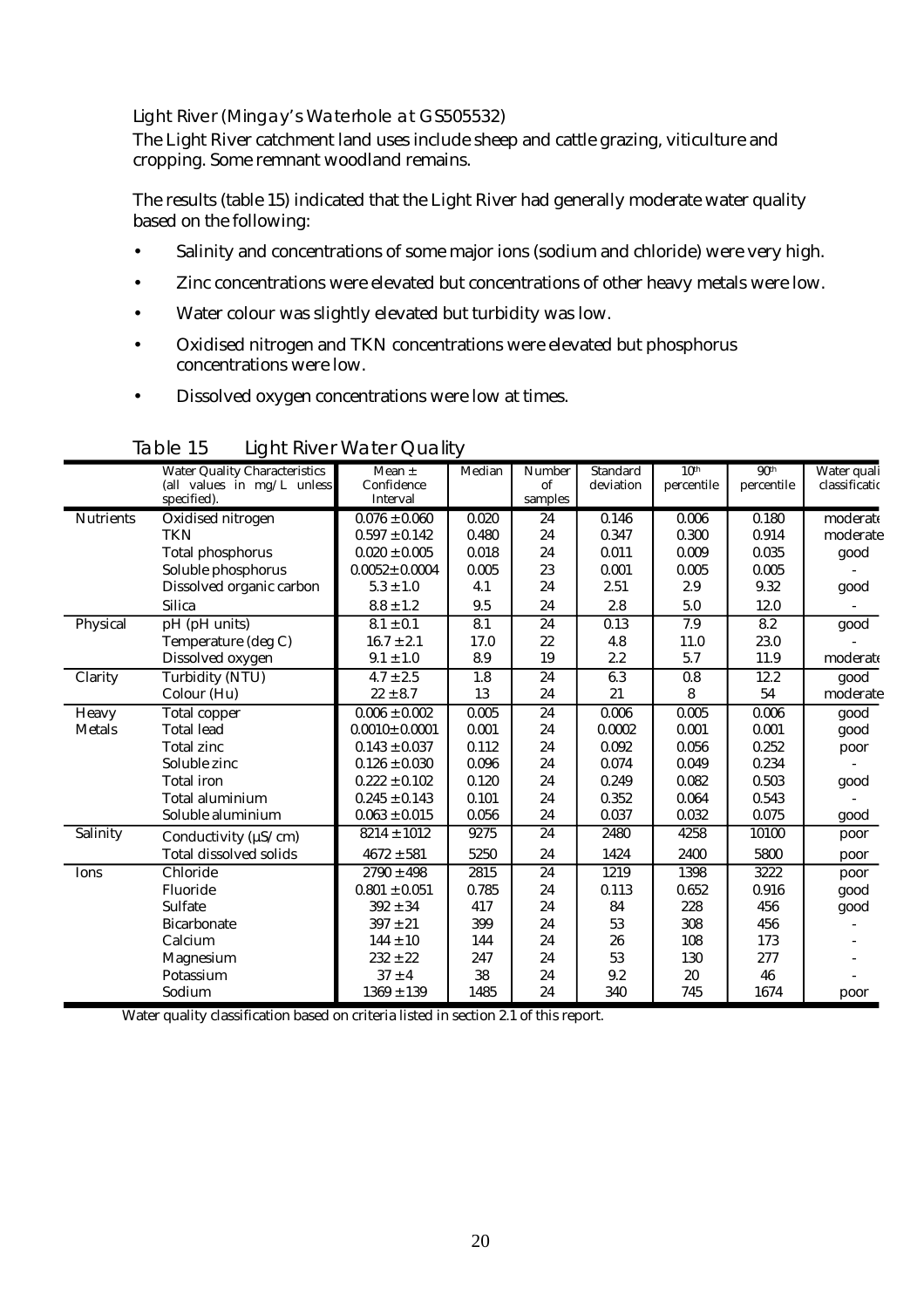### Light River (Mingay's Waterhole at GS505532)

The Light River catchment land uses include sheep and cattle grazing, viticulture and cropping. Some remnant woodland remains.

The results (table 15) indicated that the Light River had generally moderate water quality based on the following:

- Salinity and concentrations of some major ions (sodium and chloride) were very high.
- Zinc concentrations were elevated but concentrations of other heavy metals were low.
- Water colour was slightly elevated but turbidity was low.
- Oxidised nitrogen and TKN concentrations were elevated but phosphorus concentrations were low.
- Dissolved oxygen concentrations were low at times.

**Table 15 Light River Water Quality**

| | Water Quality Characteristics (all values in mg/L unless specified). | Mean ± Confidence Interval | Median | Number of samples | Standard deviation | 10th percentile | 90th percentile | Water quality classification |
|---|---|---|---|---|---|---|---|---|
| Nutrients | Oxidised nitrogen | 0.076 ± 0.060 | 0.020 | 24 | 0.146 | 0.006 | 0.180 | moderate |
| | TKN | 0.597 ± 0.142 | 0.480 | 24 | 0.347 | 0.300 | 0.914 | moderate |
| | Total phosphorus | 0.020 ± 0.005 | 0.018 | 24 | 0.011 | 0.009 | 0.035 | good |
| | Soluble phosphorus | 0.0052± 0.0004 | 0.005 | 23 | 0.001 | 0.005 | 0.005 | - |
| | Dissolved organic carbon | 5.3 ± 1.0 | 4.1 | 24 | 2.51 | 2.9 | 9.32 | good |
| | Silica | 8.8 ± 1.2 | 9.5 | 24 | 2.8 | 5.0 | 12.0 | - |
| Physical | pH (pH units) | 8.1 ± 0.1 | 8.1 | 24 | 0.13 | 7.9 | 8.2 | good |
| | Temperature (deg C) | 16.7 ± 2.1 | 17.0 | 22 | 4.8 | 11.0 | 23.0 | - |
| | Dissolved oxygen | 9.1 ± 1.0 | 8.9 | 19 | 2.2 | 5.7 | 11.9 | moderate |
| Clarity | Turbidity (NTU) | 4.7 ± 2.5 | 1.8 | 24 | 6.3 | 0.8 | 12.2 | good |
| | Colour (Hu) | 22 ± 8.7 | 13 | 24 | 21 | 8 | 54 | moderate |
| Heavy Metals | Total copper | 0.006 ± 0.002 | 0.005 | 24 | 0.006 | 0.005 | 0.006 | good |
| | Total lead | 0.0010± 0.0001 | 0.001 | 24 | 0.0002 | 0.001 | 0.001 | good |
| | Total zinc | 0.143 ± 0.037 | 0.112 | 24 | 0.092 | 0.056 | 0.252 | poor |
| | Soluble zinc | 0.126 ± 0.030 | 0.096 | 24 | 0.074 | 0.049 | 0.234 | - |
| | Total iron | 0.222 ± 0.102 | 0.120 | 24 | 0.249 | 0.082 | 0.503 | good |
| | Total aluminium | 0.245 ± 0.143 | 0.101 | 24 | 0.352 | 0.064 | 0.543 | - |
| | Soluble aluminium | 0.063 ± 0.015 | 0.056 | 24 | 0.037 | 0.032 | 0.075 | good |
| Salinity | Conductivity (µS/cm) | 8214 ± 1012 | 9275 | 24 | 2480 | 4258 | 10100 | poor |
| | Total dissolved solids | 4672 ± 581 | 5250 | 24 | 1424 | 2400 | 5800 | poor |
| Ions | Chloride | 2790 ± 498 | 2815 | 24 | 1219 | 1398 | 3222 | poor |
| | Fluoride | 0.801 ± 0.051 | 0.785 | 24 | 0.113 | 0.652 | 0.916 | good |
| | Sulfate | 392 ± 34 | 417 | 24 | 84 | 228 | 456 | good |
| | Bicarbonate | 397 ± 21 | 399 | 24 | 53 | 308 | 456 | - |
| | Calcium | 144 ± 10 | 144 | 24 | 26 | 108 | 173 | - |
| | Magnesium | 232 ± 22 | 247 | 24 | 53 | 130 | 277 | - |
| | Potassium | 37 ± 4 | 38 | 24 | 9.2 | 20 | 46 | - |
| | Sodium | 1369 ± 139 | 1485 | 24 | 340 | 745 | 1674 | poor |

Water quality classification based on criteria listed in section 2.1 of this report.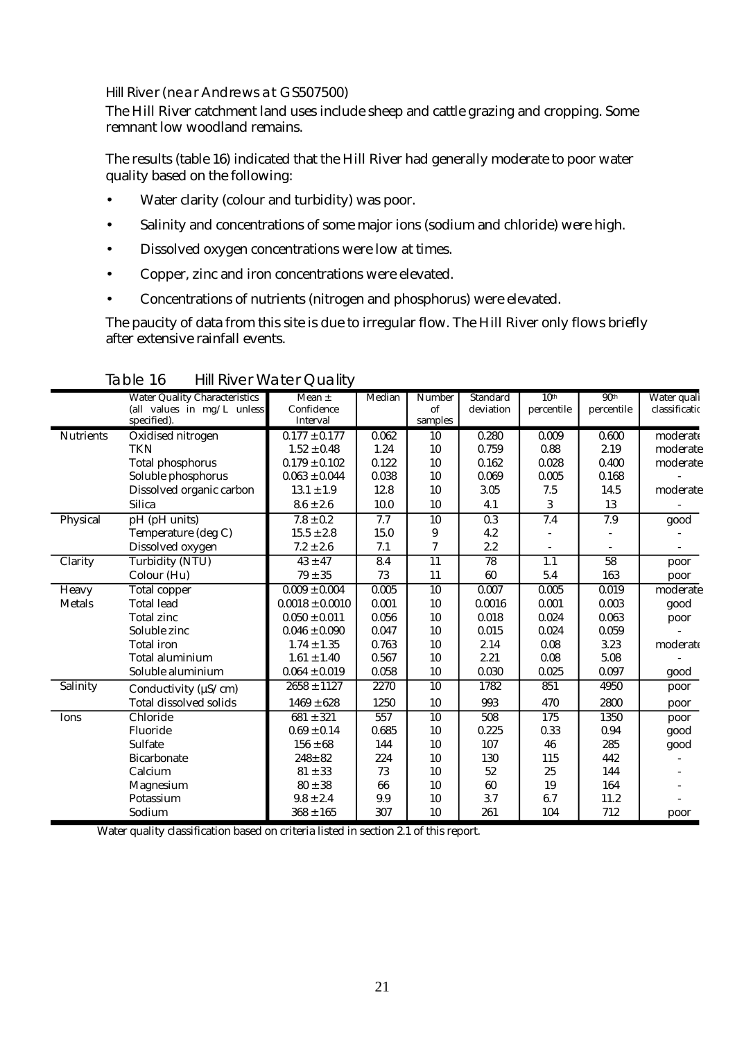### Hill River (near Andrews at GS507500)

The Hill River catchment land uses include sheep and cattle grazing and cropping. Some remnant low woodland remains.

The results (table 16) indicated that the Hill River had generally moderate to poor water quality based on the following:

- Water clarity (colour and turbidity) was poor.
- Salinity and concentrations of some major ions (sodium and chloride) were high.
- Dissolved oxygen concentrations were low at times.
- Copper, zinc and iron concentrations were elevated.
- Concentrations of nutrients (nitrogen and phosphorus) were elevated.

The paucity of data from this site is due to irregular flow. The Hill River only flows briefly after extensive rainfall events.

**Table 16 Hill River Water Quality**

| | Water Quality Characteristics (all values in mg/L unless specified). | Mean ± Confidence Interval | Median | Number of samples | Standard deviation | 10th percentile | 90th percentile | Water quality classification |
|---|---|---|---|---|---|---|---|---|
| Nutrients | Oxidised nitrogen | 0.177 ± 0.177 | 0.062 | 10 | 0.280 | 0.009 | 0.600 | moderate |
| | TKN | 1.52 ± 0.48 | 1.24 | 10 | 0.759 | 0.88 | 2.19 | moderate |
| | Total phosphorus | 0.179 ± 0.102 | 0.122 | 10 | 0.162 | 0.028 | 0.400 | moderate |
| | Soluble phosphorus | 0.063 ± 0.044 | 0.038 | 10 | 0.069 | 0.005 | 0.168 | - |
| | Dissolved organic carbon | 13.1 ± 1.9 | 12.8 | 10 | 3.05 | 7.5 | 14.5 | moderate |
| | Silica | 8.6 ± 2.6 | 10.0 | 10 | 4.1 | 3 | 13 | - |
| Physical | pH (pH units) | 7.8 ± 0.2 | 7.7 | 10 | 0.3 | 7.4 | 7.9 | good |
| | Temperature (deg C) | 15.5 ± 2.8 | 15.0 | 9 | 4.2 | - | - | - |
| | Dissolved oxygen | 7.2 ± 2.6 | 7.1 | 7 | 2.2 | - | - | - |
| Clarity | Turbidity (NTU) | 43 ± 47 | 8.4 | 11 | 78 | 1.1 | 58 | poor |
| | Colour (Hu) | 79 ± 35 | 73 | 11 | 60 | 5.4 | 163 | poor |
| Heavy Metals | Total copper | 0.009 ± 0.004 | 0.005 | 10 | 0.007 | 0.005 | 0.019 | moderate |
| | Total lead | 0.0018 ± 0.0010 | 0.001 | 10 | 0.0016 | 0.001 | 0.003 | good |
| | Total zinc | 0.050 ± 0.011 | 0.056 | 10 | 0.018 | 0.024 | 0.063 | poor |
| | Soluble zinc | 0.046 ± 0.090 | 0.047 | 10 | 0.015 | 0.024 | 0.059 | - |
| | Total iron | 1.74 ± 1.35 | 0.763 | 10 | 2.14 | 0.08 | 3.23 | moderate |
| | Total aluminium | 1.61 ± 1.40 | 0.567 | 10 | 2.21 | 0.08 | 5.08 | - |
| | Soluble aluminium | 0.064 ± 0.019 | 0.058 | 10 | 0.030 | 0.025 | 0.097 | good |
| Salinity | Conductivity (µS/cm) | 2658 ± 1127 | 2270 | 10 | 1782 | 851 | 4950 | poor |
| | Total dissolved solids | 1469 ± 628 | 1250 | 10 | 993 | 470 | 2800 | poor |
| Ions | Chloride | 681 ± 321 | 557 | 10 | 508 | 175 | 1350 | poor |
| | Fluoride | 0.69 ± 0.14 | 0.685 | 10 | 0.225 | 0.33 | 0.94 | good |
| | Sulfate | 156 ± 68 | 144 | 10 | 107 | 46 | 285 | good |
| | Bicarbonate | 248± 82 | 224 | 10 | 130 | 115 | 442 | - |
| | Calcium | 81 ± 33 | 73 | 10 | 52 | 25 | 144 | - |
| | Magnesium | 80 ± 38 | 66 | 10 | 60 | 19 | 164 | - |
| | Potassium | 9.8 ± 2.4 | 9.9 | 10 | 3.7 | 6.7 | 11.2 | - |
| | Sodium | 368 ± 165 | 307 | 10 | 261 | 104 | 712 | poor |

Water quality classification based on criteria listed in section 2.1 of this report.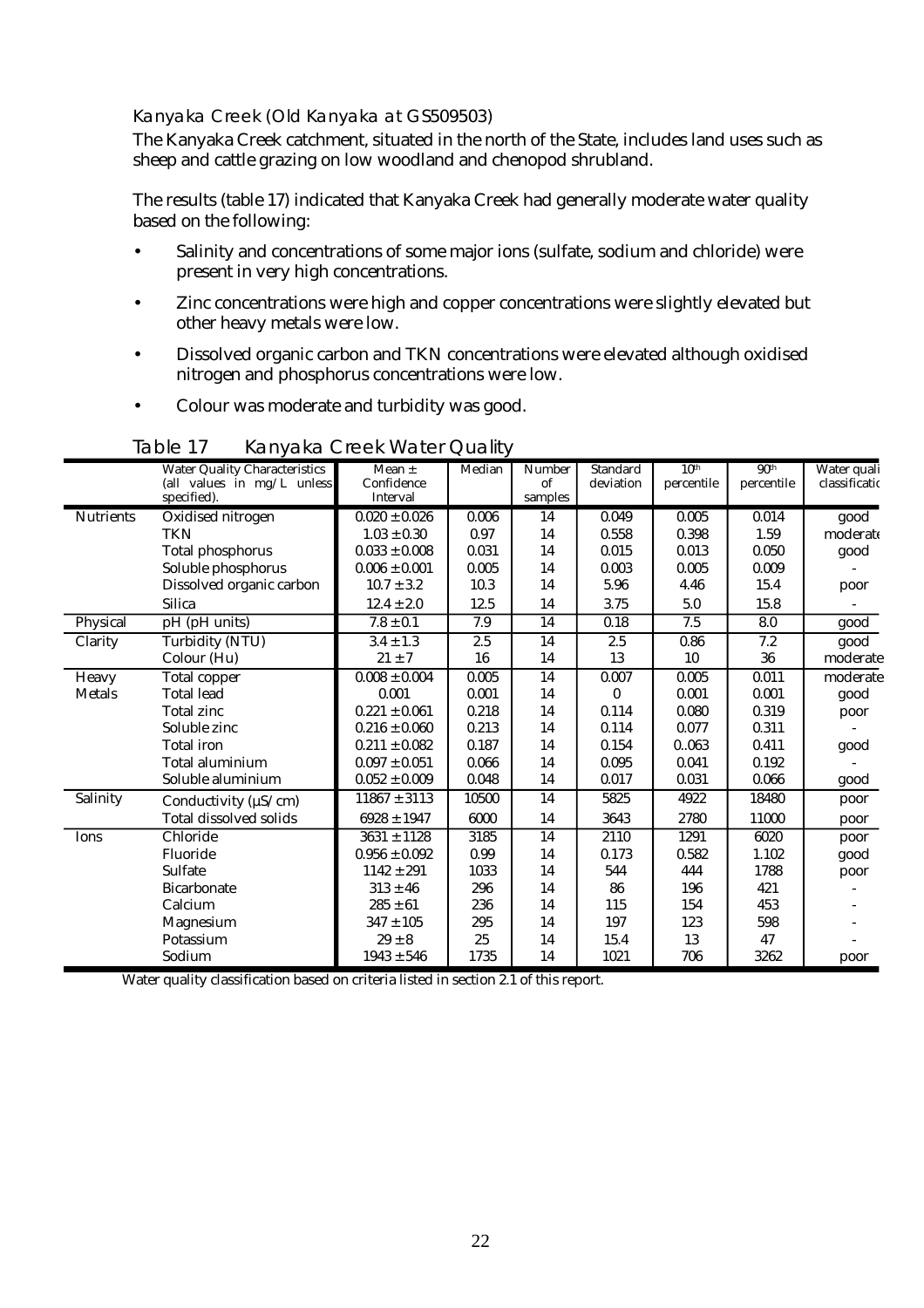### Kanyaka Creek (Old Kanyaka at GS509503)

The Kanyaka Creek catchment, situated in the north of the State, includes land uses such as sheep and cattle grazing on low woodland and chenopod shrubland.

The results (table 17) indicated that Kanyaka Creek had generally moderate water quality based on the following:

- Salinity and concentrations of some major ions (sulfate, sodium and chloride) were present in very high concentrations.
- Zinc concentrations were high and copper concentrations were slightly elevated but other heavy metals were low.
- Dissolved organic carbon and TKN concentrations were elevated although oxidised nitrogen and phosphorus concentrations were low.
- Colour was moderate and turbidity was good.

### Table 17 Kanyaka Creek Water Quality

| | Water Quality Characteristics (all values in mg/L unless specified). | Mean ± Confidence Interval | Median | Number of samples | Standard deviation | 10th percentile | 90th percentile | Water quality classification |
|---|---|---|---|---|---|---|---|---|
| Nutrients | Oxidised nitrogen | 0.020 ± 0.026 | 0.006 | 14 | 0.049 | 0.005 | 0.014 | good |
| | TKN | 1.03 ± 0.30 | 0.97 | 14 | 0.558 | 0.398 | 1.59 | moderate |
| | Total phosphorus | 0.033 ± 0.008 | 0.031 | 14 | 0.015 | 0.013 | 0.050 | good |
| | Soluble phosphorus | 0.006 ± 0.001 | 0.005 | 14 | 0.003 | 0.005 | 0.009 | - |
| | Dissolved organic carbon | 10.7 ± 3.2 | 10.3 | 14 | 5.96 | 4.46 | 15.4 | poor |
| | Silica | 12.4 ± 2.0 | 12.5 | 14 | 3.75 | 5.0 | 15.8 | - |
| Physical | pH (pH units) | 7.8 ± 0.1 | 7.9 | 14 | 0.18 | 7.5 | 8.0 | good |
| Clarity | Turbidity (NTU) | 3.4 ± 1.3 | 2.5 | 14 | 2.5 | 0.86 | 7.2 | good |
| | Colour (Hu) | 21 ± 7 | 16 | 14 | 13 | 10 | 36 | moderate |
| Heavy Metals | Total copper | 0.008 ± 0.004 | 0.005 | 14 | 0.007 | 0.005 | 0.011 | moderate |
| | Total lead | 0.001 | 0.001 | 14 | 0 | 0.001 | 0.001 | good |
| | Total zinc | 0.221 ± 0.061 | 0.218 | 14 | 0.114 | 0.080 | 0.319 | poor |
| | Soluble zinc | 0.216 ± 0.060 | 0.213 | 14 | 0.114 | 0.077 | 0.311 | - |
| | Total iron | 0.211 ± 0.082 | 0.187 | 14 | 0.154 | 0..063 | 0.411 | good |
| | Total aluminium | 0.097 ± 0.051 | 0.066 | 14 | 0.095 | 0.041 | 0.192 | - |
| | Soluble aluminium | 0.052 ± 0.009 | 0.048 | 14 | 0.017 | 0.031 | 0.066 | good |
| Salinity | Conductivity (µS/cm) | 11867 ± 3113 | 10500 | 14 | 5825 | 4922 | 18480 | poor |
| | Total dissolved solids | 6928 ± 1947 | 6000 | 14 | 3643 | 2780 | 11000 | poor |
| Ions | Chloride | 3631 ± 1128 | 3185 | 14 | 2110 | 1291 | 6020 | poor |
| | Fluoride | 0.956 ± 0.092 | 0.99 | 14 | 0.173 | 0.582 | 1.102 | good |
| | Sulfate | 1142 ± 291 | 1033 | 14 | 544 | 444 | 1788 | poor |
| | Bicarbonate | 313 ± 46 | 296 | 14 | 86 | 196 | 421 | - |
| | Calcium | 285 ± 61 | 236 | 14 | 115 | 154 | 453 | - |
| | Magnesium | 347 ± 105 | 295 | 14 | 197 | 123 | 598 | - |
| | Potassium | 29 ± 8 | 25 | 14 | 15.4 | 13 | 47 | - |
| | Sodium | 1943 ± 546 | 1735 | 14 | 1021 | 706 | 3262 | poor |

Water quality classification based on criteria listed in section 2.1 of this report.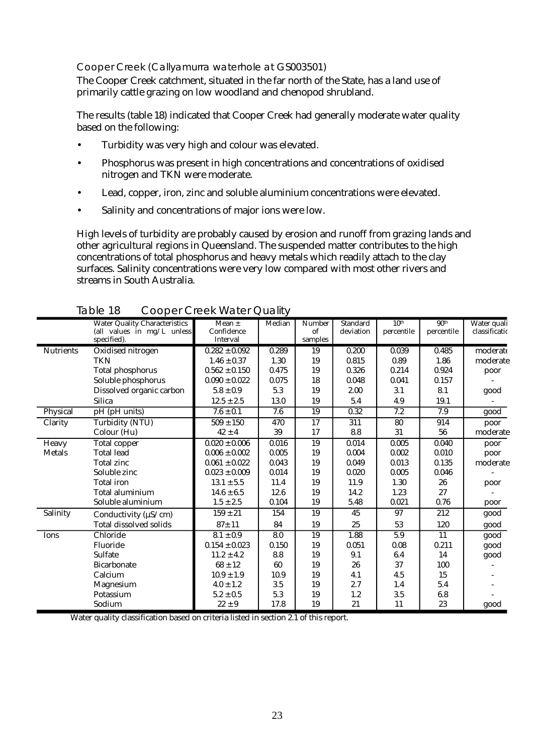### Cooper Creek (*Callyamurra waterhole at GS003501*)

The Cooper Creek catchment, situated in the far north of the State, has a land use of primarily cattle grazing on low woodland and chenopod shrubland.

The results (table 18) indicated that Cooper Creek had generally moderate water quality based on the following:

- Turbidity was very high and colour was elevated.
- Phosphorus was present in high concentrations and concentrations of oxidised nitrogen and TKN were moderate.
- Lead, copper, iron, zinc and soluble aluminium concentrations were elevated.
- Salinity and concentrations of major ions were low.

High levels of turbidity are probably caused by erosion and runoff from grazing lands and other agricultural regions in Queensland. The suspended matter contributes to the high concentrations of total phosphorus and heavy metals which readily attach to the clay surfaces. Salinity concentrations were very low compared with most other rivers and streams in South Australia.

**Table 18 Cooper Creek Water Quality**

| | Water Quality Characteristics (all values in mg/L unless specified). | Mean ± Confidence Interval | Median | Number of samples | Standard deviation | 10th percentile | 90th percentile | Water quality classification |
|---|---|---|---|---|---|---|---|---|
| Nutrients | Oxidised nitrogen | 0.282 ± 0.092 | 0.289 | 19 | 0.200 | 0.039 | 0.485 | moderate |
| | TKN | 1.46 ± 0.37 | 1.30 | 19 | 0.815 | 0.89 | 1.86 | moderate |
| | Total phosphorus | 0.562 ± 0.150 | 0.475 | 19 | 0.326 | 0.214 | 0.924 | poor |
| | Soluble phosphorus | 0.090 ± 0.022 | 0.075 | 18 | 0.048 | 0.041 | 0.157 | - |
| | Dissolved organic carbon | 5.8 ± 0.9 | 5.3 | 19 | 2.00 | 3.1 | 8.1 | good |
| | Silica | 12.5 ± 2.5 | 13.0 | 19 | 5.4 | 4.9 | 19.1 | - |
| Physical | pH (pH units) | 7.6 ± 0.1 | 7.6 | 19 | 0.32 | 7.2 | 7.9 | good |
| Clarity | Turbidity (NTU) | 509 ± 150 | 470 | 17 | 311 | 80 | 914 | poor |
| | Colour (Hu) | 42 ± 4 | 39 | 17 | 8.8 | 31 | 56 | moderate |
| Heavy Metals | Total copper | 0.020 ± 0.006 | 0.016 | 19 | 0.014 | 0.005 | 0.040 | poor |
| | Total lead | 0.006 ± 0.002 | 0.005 | 19 | 0.004 | 0.002 | 0.010 | poor |
| | Total zinc | 0.061 ± 0.022 | 0.043 | 19 | 0.049 | 0.013 | 0.135 | moderate |
| | Soluble zinc | 0.023 ± 0.009 | 0.014 | 19 | 0.020 | 0.005 | 0.046 | - |
| | Total iron | 13.1 ± 5.5 | 11.4 | 19 | 11.9 | 1.30 | 26 | poor |
| | Total aluminium | 14.6 ± 6.5 | 12.6 | 19 | 14.2 | 1.23 | 27 | - |
| | Soluble aluminium | 1.5 ± 2.5 | 0.104 | 19 | 5.48 | 0.021 | 0.76 | poor |
| Salinity | Conductivity (µS/cm) | 159 ± 21 | 154 | 19 | 45 | 97 | 212 | good |
| | Total dissolved solids | 87± 11 | 84 | 19 | 25 | 53 | 120 | good |
| Ions | Chloride | 8.1 ± 0.9 | 8.0 | 19 | 1.88 | 5.9 | 11 | good |
| | Fluoride | 0.154 ± 0.023 | 0.150 | 19 | 0.051 | 0.08 | 0.211 | good |
| | Sulfate | 11.2 ± 4.2 | 8.8 | 19 | 9.1 | 6.4 | 14 | good |
| | Bicarbonate | 68 ± 12 | 60 | 19 | 26 | 37 | 100 | - |
| | Calcium | 10.9 ± 1.9 | 10.9 | 19 | 4.1 | 4.5 | 15 | - |
| | Magnesium | 4.0 ± 1.2 | 3.5 | 19 | 2.7 | 1.4 | 5.4 | - |
| | Potassium | 5.2 ± 0.5 | 5.3 | 19 | 1.2 | 3.5 | 6.8 | - |
| | Sodium | 22 ± 9 | 17.8 | 19 | 21 | 11 | 23 | good |

Water quality classification based on criteria listed in section 2.1 of this report.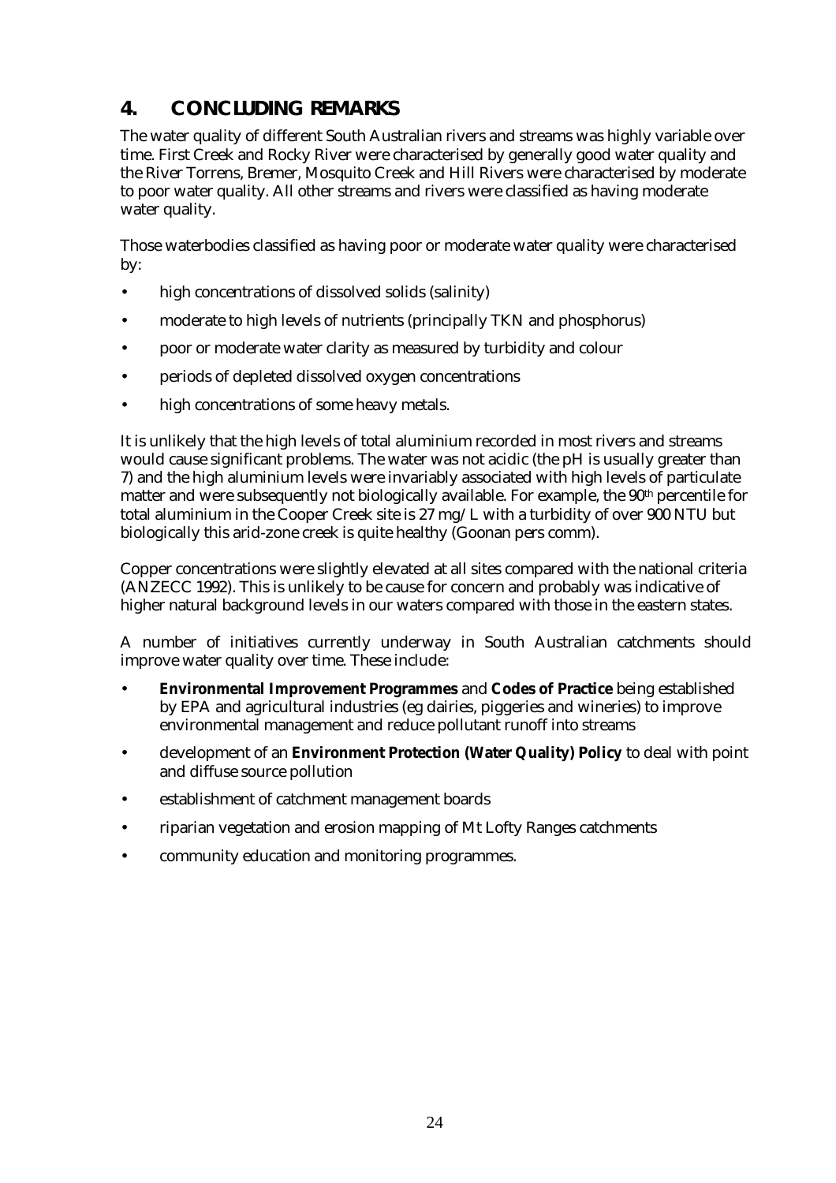# 4. CONCLUDING REMARKS

The water quality of different South Australian rivers and streams was highly variable over time. First Creek and Rocky River were characterised by generally good water quality and the River Torrens, Bremer, Mosquito Creek and Hill Rivers were characterised by moderate to poor water quality. All other streams and rivers were classified as having moderate water quality.

Those waterbodies classified as having poor or moderate water quality were characterised by:

- high concentrations of dissolved solids (salinity)
- moderate to high levels of nutrients (principally TKN and phosphorus)
- poor or moderate water clarity as measured by turbidity and colour
- periods of depleted dissolved oxygen concentrations
- high concentrations of some heavy metals.

It is unlikely that the high levels of total aluminium recorded in most rivers and streams would cause significant problems. The water was not acidic (the pH is usually greater than 7) and the high aluminium levels were invariably associated with high levels of particulate matter and were subsequently not biologically available. For example, the 90th percentile for total aluminium in the Cooper Creek site is 27 mg/L with a turbidity of over 900 NTU but biologically this arid-zone creek is quite healthy (Goonan pers comm).

Copper concentrations were slightly elevated at all sites compared with the national criteria (ANZECC 1992). This is unlikely to be cause for concern and probably was indicative of higher natural background levels in our waters compared with those in the eastern states.

A number of initiatives currently underway in South Australian catchments should improve water quality over time. These include:

- **Environmental Improvement Programmes** and **Codes of Practice** being established by EPA and agricultural industries (eg dairies, piggeries and wineries) to improve environmental management and reduce pollutant runoff into streams
- development of an **Environment Protection (Water Quality) Policy** to deal with point and diffuse source pollution
- establishment of catchment management boards
- riparian vegetation and erosion mapping of Mt Lofty Ranges catchments
- community education and monitoring programmes.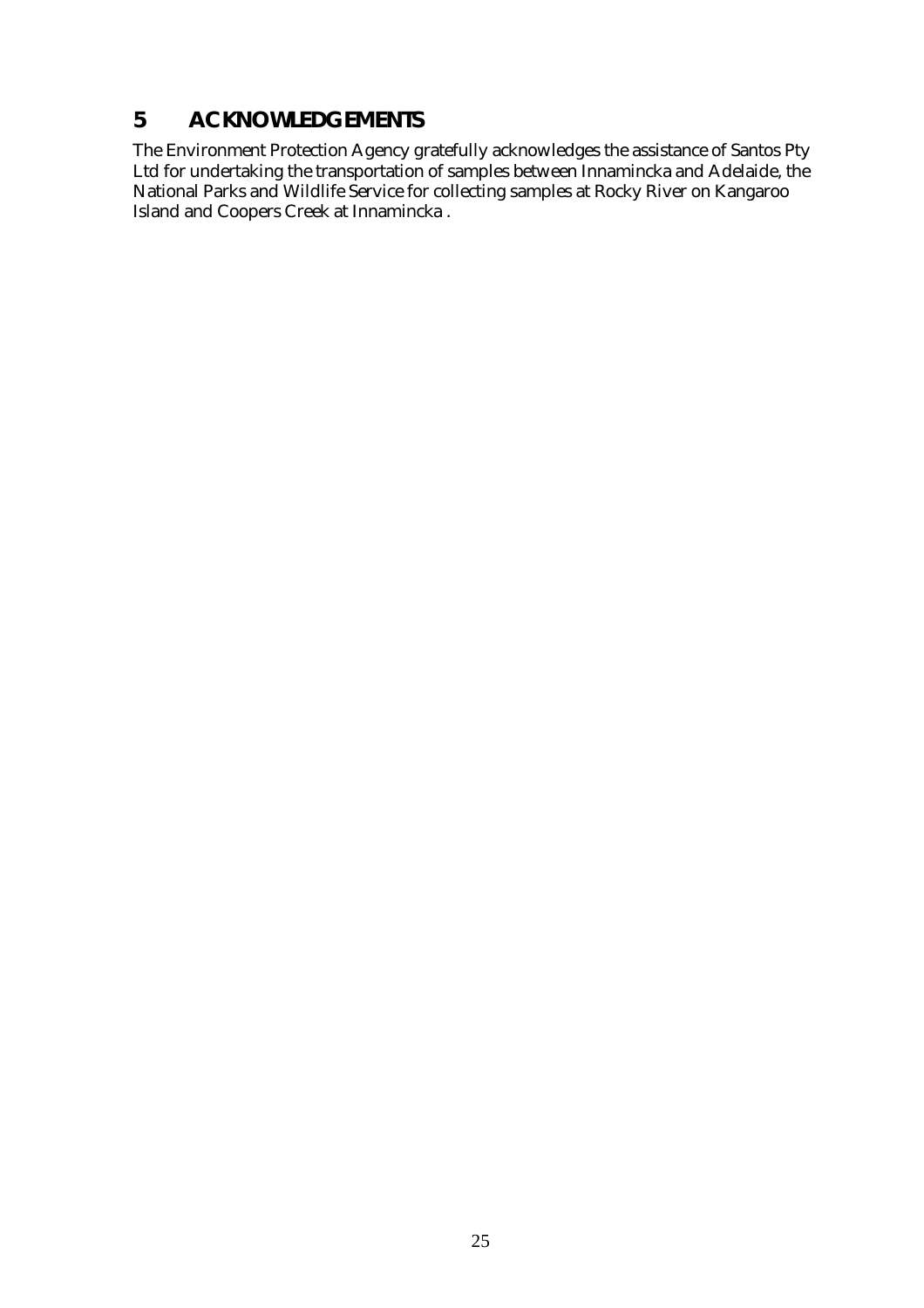# 5 ACKNOWLEDGEMENTS

The Environment Protection Agency gratefully acknowledges the assistance of Santos Pty Ltd for undertaking the transportation of samples between Innamincka and Adelaide, the National Parks and Wildlife Service for collecting samples at Rocky River on Kangaroo Island and Coopers Creek at Innamincka .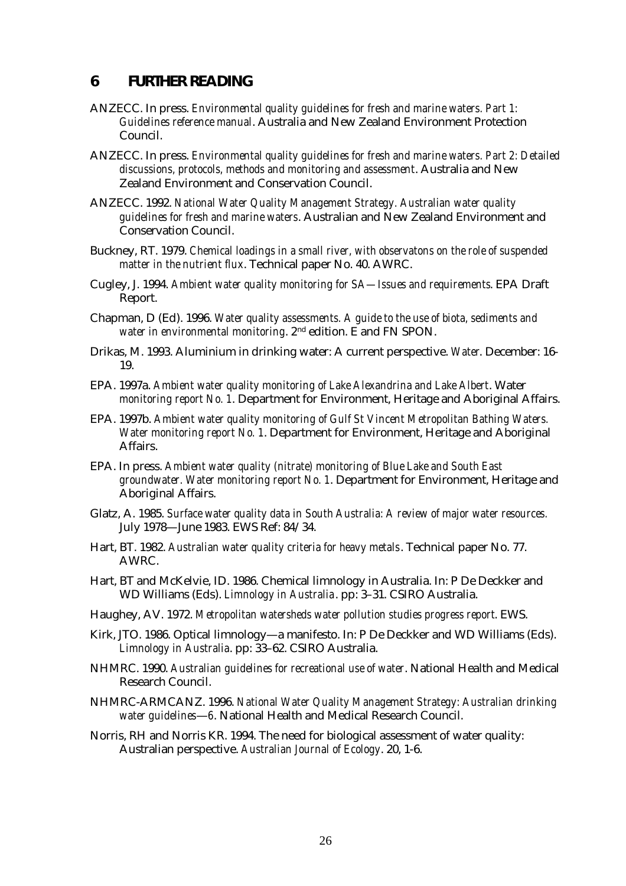## 6 FURTHER READING

ANZECC. In press. *Environmental quality guidelines for fresh and marine waters. Part 1: Guidelines reference manual*. Australia and New Zealand Environment Protection Council.

ANZECC. In press. *Environmental quality guidelines for fresh and marine waters. Part 2: Detailed discussions, protocols, methods and monitoring and assessment*. Australia and New Zealand Environment and Conservation Council.

ANZECC. 1992. *National Water Quality Management Strategy. Australian water quality guidelines for fresh and marine waters*. Australian and New Zealand Environment and Conservation Council.

Buckney, RT. 1979. *Chemical loadings in a small river, with observatons on the role of suspended matter in the nutrient flux*. Technical paper No. 40. AWRC.

Cugley, J. 1994. *Ambient water quality monitoring for SA—Issues and requirements*. EPA Draft Report.

Chapman, D (Ed). 1996. *Water quality assessments. A guide to the use of biota, sediments and water in environmental monitoring*. 2nd edition. E and FN SPON.

Drikas, M. 1993. Aluminium in drinking water: A current perspective. *Water*. December: 16-19.

EPA. 1997a. *Ambient water quality monitoring of Lake Alexandrina and Lake Albert*. Water *monitoring report No. 1*. Department for Environment, Heritage and Aboriginal Affairs.

EPA. 1997b. *Ambient water quality monitoring of Gulf St Vincent Metropolitan Bathing Waters. Water monitoring report No. 1*. Department for Environment, Heritage and Aboriginal Affairs.

EPA. In press. *Ambient water quality (nitrate) monitoring of Blue Lake and South East groundwater. Water monitoring report No. 1*. Department for Environment, Heritage and Aboriginal Affairs.

Glatz, A. 1985. *Surface water quality data in South Australia: A review of major water resources.* July 1978—June 1983. EWS Ref: 84/34.

Hart, BT. 1982. *Australian water quality criteria for heavy metals*. Technical paper No. 77. AWRC.

Hart, BT and McKelvie, ID. 1986. Chemical limnology in Australia. In: P De Deckker and WD Williams (Eds). *Limnology in Australia*. pp: 3–31. CSIRO Australia.

Haughey, AV. 1972. *Metropolitan watersheds water pollution studies progress report*. EWS.

Kirk, JTO. 1986. Optical limnology—a manifesto. In: P De Deckker and WD Williams (Eds). *Limnology in Australia*. pp: 33–62. CSIRO Australia.

NHMRC. 1990. *Australian guidelines for recreational use of water*. National Health and Medical Research Council.

NHMRC-ARMCANZ. 1996. *National Water Quality Management Strategy: Australian drinking water guidelines—6*. National Health and Medical Research Council.

Norris, RH and Norris KR. 1994. The need for biological assessment of water quality: Australian perspective. *Australian Journal of Ecology*. 20, 1-6.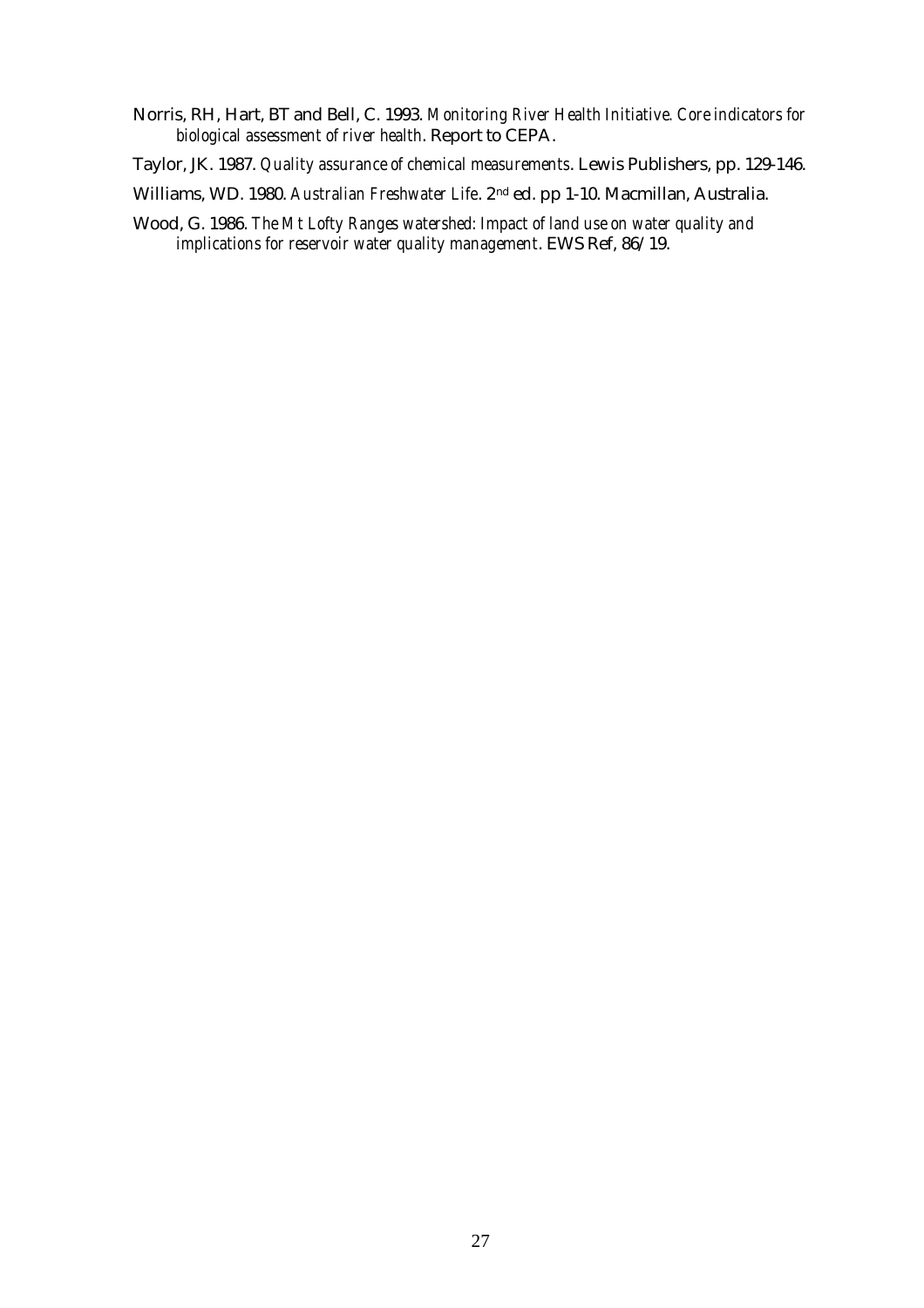Norris, RH, Hart, BT and Bell, C. 1993. *Monitoring River Health Initiative. Core indicators for biological assessment of river health*. Report to CEPA.

Taylor, JK. 1987. *Quality assurance of chemical measurements*. Lewis Publishers, pp. 129-146.

Williams, WD. 1980. *Australian Freshwater Life*. 2nd ed. pp 1-10. Macmillan, Australia.

Wood, G. 1986. *The Mt Lofty Ranges watershed: Impact of land use on water quality and implications for reservoir water quality management*. EWS Ref, 86/19.